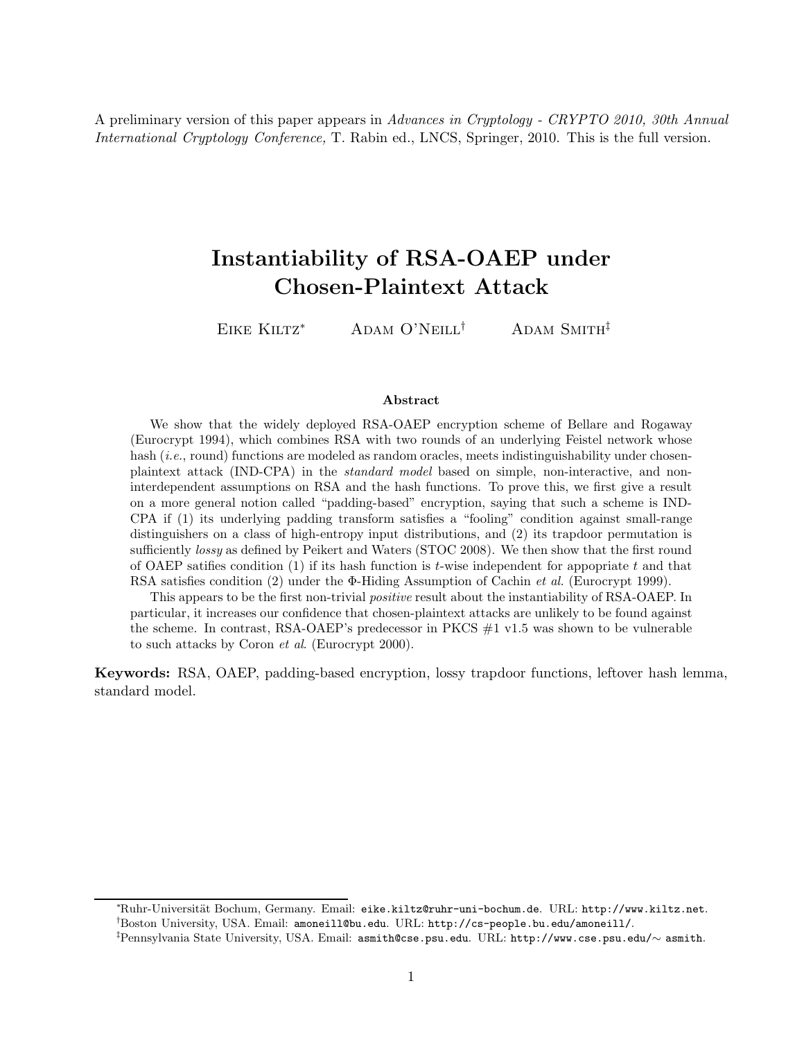A preliminary version of this paper appears in *Advances in Cryptology - CRYPTO 2010, 30th Annual International Cryptology Conference,* T. Rabin ed., LNCS, Springer, 2010. This is the full version.

# Instantiability of RSA-OAEP under Chosen-Plaintext Attack

Eike Kiltz[*] Adam O'Neill[†] Adam Smith[‡]

### Abstract

We show that the widely deployed RSA-OAEP encryption scheme of Bellare and Rogaway (Eurocrypt 1994), which combines RSA with two rounds of an underlying Feistel network whose hash (*i.e.*, round) functions are modeled as random oracles, meets indistinguishability under chosen-plaintext attack (IND-CPA) in the *standard model* based on simple, non-interactive, and non-interdependent assumptions on RSA and the hash functions. To prove this, we first give a result on a more general notion called "padding-based" encryption, saying that such a scheme is IND-CPA if (1) its underlying padding transform satisfies a "fooling" condition against small-range distinguishers on a class of high-entropy input distributions, and (2) its trapdoor permutation is sufficiently *lossy* as defined by Peikert and Waters (STOC 2008). We then show that the first round of OAEP satifies condition (1) if its hash function is $t$-wise independent for appopriate $t$ and that RSA satisfies condition (2) under the $\Phi$-Hiding Assumption of Cachin *et al*. (Eurocrypt 1999).

This appears to be the first non-trivial *positive* result about the instantiability of RSA-OAEP. In particular, it increases our confidence that chosen-plaintext attacks are unlikely to be found against the scheme. In contrast, RSA-OAEP's predecessor in PKCS #1 v1.5 was shown to be vulnerable to such attacks by Coron *et al*. (Eurocrypt 2000).

**Keywords:** RSA, OAEP, padding-based encryption, lossy trapdoor functions, leftover hash lemma, standard model.

---

[*] Ruhr-Universität Bochum, Germany. Email: `eike.kiltz@ruhr-uni-bochum.de`. URL: `http://www.kiltz.net`.

[†] Boston University, USA. Email: `amoneill@bu.edu`. URL: `http://cs-people.bu.edu/amoneill/`.

[‡] Pennsylvania State University, USA. Email: `asmith@cse.psu.edu`. URL: `http://www.cse.psu.edu/∼ asmith`.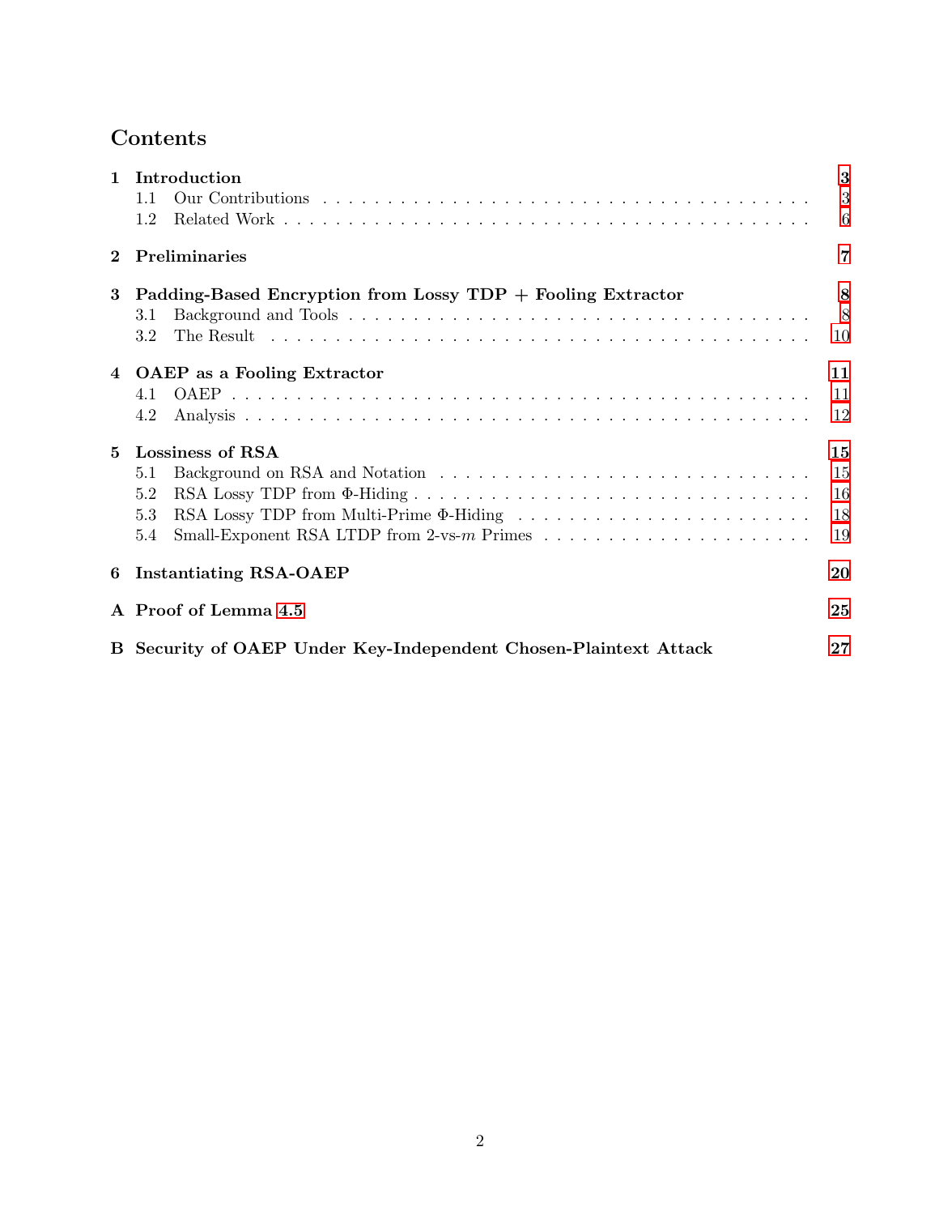# Contents

**1 Introduction** 3
- 1.1 Our Contributions 3
- 1.2 Related Work 6

**2 Preliminaries** 7

**3 Padding-Based Encryption from Lossy TDP + Fooling Extractor** 8
- 3.1 Background and Tools 8
- 3.2 The Result 10

**4 OAEP as a Fooling Extractor** 11
- 4.1 OAEP 11
- 4.2 Analysis 12

**5 Lossiness of RSA** 15
- 5.1 Background on RSA and Notation 15
- 5.2 RSA Lossy TDP from Φ-Hiding 16
- 5.3 RSA Lossy TDP from Multi-Prime Φ-Hiding 18
- 5.4 Small-Exponent RSA LTDP from 2-vs-$m$ Primes 19

**6 Instantiating RSA-OAEP** 20

**A Proof of Lemma 4.5** 25

**B Security of OAEP Under Key-Independent Chosen-Plaintext Attack** 27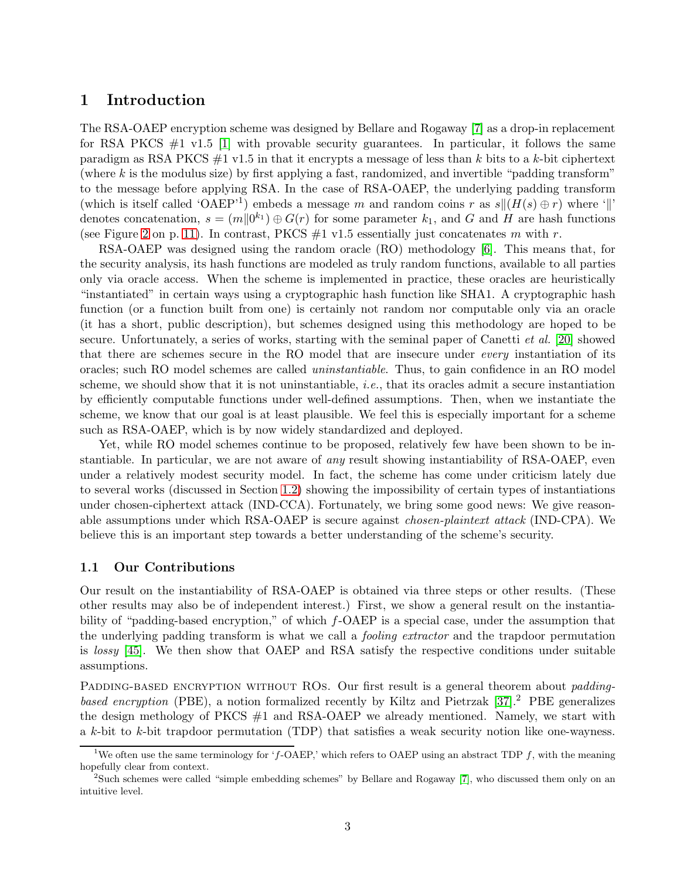# 1 Introduction

The RSA-OAEP encryption scheme was designed by Bellare and Rogaway [7] as a drop-in replacement for RSA PKCS #1 v1.5 [1] with provable security guarantees. In particular, it follows the same paradigm as RSA PKCS #1 v1.5 in that it encrypts a message of less than $k$ bits to a $k$-bit ciphertext (where $k$ is the modulus size) by first applying a fast, randomized, and invertible "padding transform" to the message before applying RSA. In the case of RSA-OAEP, the underlying padding transform (which is itself called 'OAEP'[1]) embeds a message $m$ and random coins $r$ as $s\|(H(s) \oplus r)$ where '$\|$' denotes concatenation, $s = (m\|0^{k_1}) \oplus G(r)$ for some parameter $k_1$, and $G$ and $H$ are hash functions (see Figure 2 on p. 11). In contrast, PKCS #1 v1.5 essentially just concatenates $m$ with $r$.

RSA-OAEP was designed using the random oracle (RO) methodology [6]. This means that, for the security analysis, its hash functions are modeled as truly random functions, available to all parties only via oracle access. When the scheme is implemented in practice, these oracles are heuristically "instantiated" in certain ways using a cryptographic hash function like SHA1. A cryptographic hash function (or a function built from one) is certainly not random nor computable only via an oracle (it has a short, public description), but schemes designed using this methodology are hoped to be secure. Unfortunately, a series of works, starting with the seminal paper of Canetti *et al.* [20] showed that there are schemes secure in the RO model that are insecure under *every* instantiation of its oracles; such RO model schemes are called *uninstantiable*. Thus, to gain confidence in an RO model scheme, we should show that it is not uninstantiable, *i.e.*, that its oracles admit a secure instantiation by efficiently computable functions under well-defined assumptions. Then, when we instantiate the scheme, we know that our goal is at least plausible. We feel this is especially important for a scheme such as RSA-OAEP, which is by now widely standardized and deployed.

Yet, while RO model schemes continue to be proposed, relatively few have been shown to be instantiable. In particular, we are not aware of *any* result showing instantiability of RSA-OAEP, even under a relatively modest security model. In fact, the scheme has come under criticism lately due to several works (discussed in Section 1.2) showing the impossibility of certain types of instantiations under chosen-ciphertext attack (IND-CCA). Fortunately, we bring some good news: We give reasonable assumptions under which RSA-OAEP is secure against *chosen-plaintext attack* (IND-CPA). We believe this is an important step towards a better understanding of the scheme's security.

## 1.1 Our Contributions

Our result on the instantiability of RSA-OAEP is obtained via three steps or other results. (These other results may also be of independent interest.) First, we show a general result on the instantiability of "padding-based encryption," of which $f$-OAEP is a special case, under the assumption that the underlying padding transform is what we call a *fooling extractor* and the trapdoor permutation is *lossy* [45]. We then show that OAEP and RSA satisfy the respective conditions under suitable assumptions.

PADDING-BASED ENCRYPTION WITHOUT ROs. Our first result is a general theorem about *padding-based encryption* (PBE), a notion formalized recently by Kiltz and Pietrzak [37].[2] PBE generalizes the design methodology of PKCS #1 and RSA-OAEP we already mentioned. Namely, we start with a $k$-bit to $k$-bit trapdoor permutation (TDP) that satisfies a weak security notion like one-wayness.

---

[1] We often use the same terminology for '$f$-OAEP,' which refers to OAEP using an abstract TDP $f$, with the meaning hopefully clear from context.

[2] Such schemes were called "simple embedding schemes" by Bellare and Rogaway [7], who discussed them only on an intuitive level.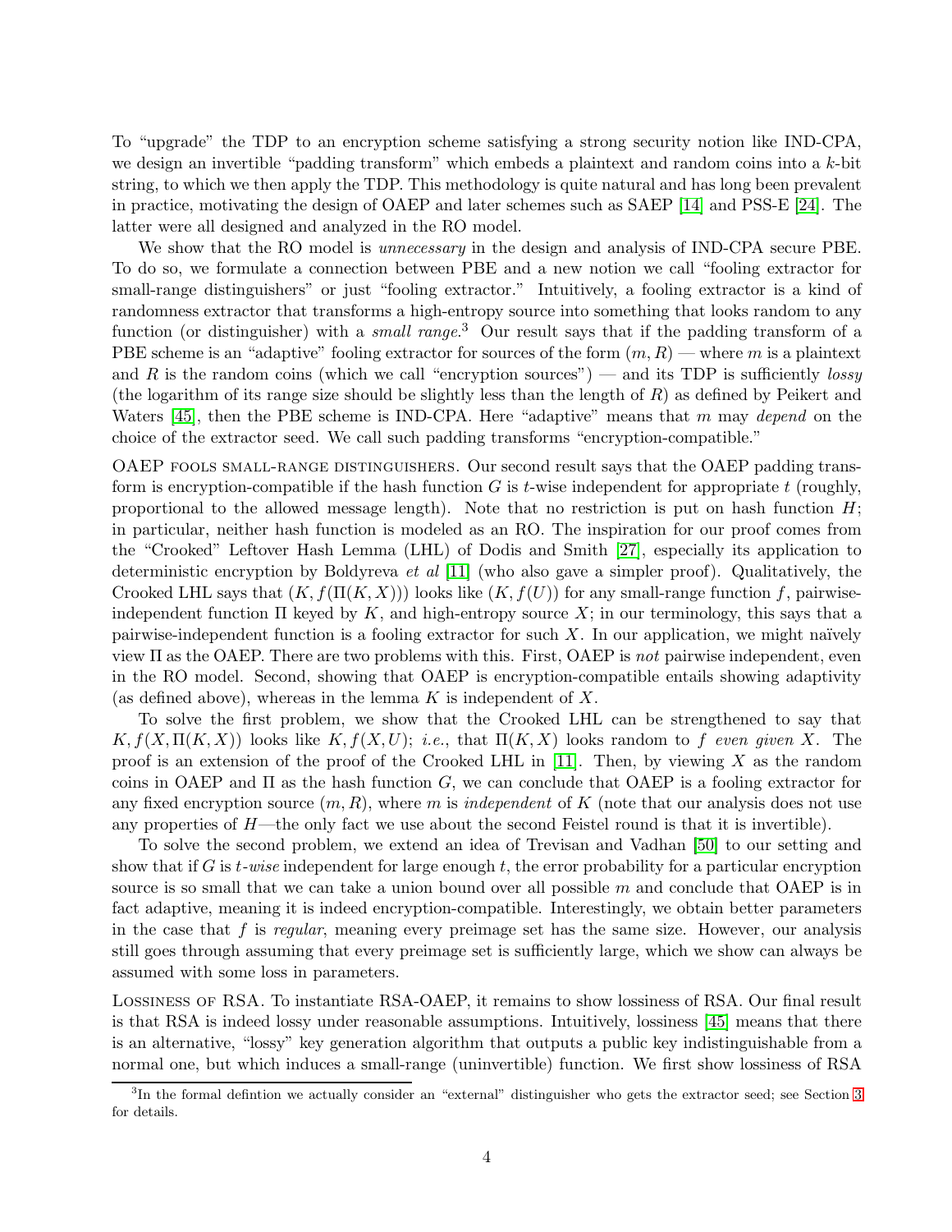To "upgrade" the TDP to an encryption scheme satisfying a strong security notion like IND-CPA, we design an invertible "padding transform" which embeds a plaintext and random coins into a $k$-bit string, to which we then apply the TDP. This methodology is quite natural and has long been prevalent in practice, motivating the design of OAEP and later schemes such as SAEP [14] and PSS-E [24]. The latter were all designed and analyzed in the RO model.

We show that the RO model is *unnecessary* in the design and analysis of IND-CPA secure PBE. To do so, we formulate a connection between PBE and a new notion we call "fooling extractor for small-range distinguishers" or just "fooling extractor." Intuitively, a fooling extractor is a kind of randomness extractor that transforms a high-entropy source into something that looks random to any function (or distinguisher) with a *small range*.[3] Our result says that if the padding transform of a PBE scheme is an "adaptive" fooling extractor for sources of the form $(m, R)$ — where $m$ is a plaintext and $R$ is the random coins (which we call "encryption sources") — and its TDP is sufficiently *lossy* (the logarithm of its range size should be slightly less than the length of $R$) as defined by Peikert and Waters [45], then the PBE scheme is IND-CPA. Here "adaptive" means that $m$ may *depend* on the choice of the extractor seed. We call such padding transforms "encryption-compatible."

OAEP fools small-range distinguishers. Our second result says that the OAEP padding transform is encryption-compatible if the hash function $G$ is $t$-wise independent for appropriate $t$ (roughly, proportional to the allowed message length). Note that no restriction is put on hash function $H$; in particular, neither hash function is modeled as an RO. The inspiration for our proof comes from the "Crooked" Leftover Hash Lemma (LHL) of Dodis and Smith [27], especially its application to deterministic encryption by Boldyreva *et al* [11] (who also gave a simpler proof). Qualitatively, the Crooked LHL says that $(K, f(\Pi(K, X)))$ looks like $(K, f(U))$ for any small-range function $f$, pairwise-independent function $\Pi$ keyed by $K$, and high-entropy source $X$; in our terminology, this says that a pairwise-independent function is a fooling extractor for such $X$. In our application, we might naïvely view $\Pi$ as the OAEP. There are two problems with this. First, OAEP is *not* pairwise independent, even in the RO model. Second, showing that OAEP is encryption-compatible entails showing adaptivity (as defined above), whereas in the lemma $K$ is independent of $X$.

To solve the first problem, we show that the Crooked LHL can be strengthened to say that $K, f(X, \Pi(K, X))$ looks like $K, f(X, U)$; *i.e.*, that $\Pi(K, X)$ looks random to $f$ *even given* $X$. The proof is an extension of the proof of the Crooked LHL in [11]. Then, by viewing $X$ as the random coins in OAEP and $\Pi$ as the hash function $G$, we can conclude that OAEP is a fooling extractor for any fixed encryption source $(m, R)$, where $m$ is *independent* of $K$ (note that our analysis does not use any properties of $H$—the only fact we use about the second Feistel round is that it is invertible).

To solve the second problem, we extend an idea of Trevisan and Vadhan [50] to our setting and show that if $G$ is $t$-*wise* independent for large enough $t$, the error probability for a particular encryption source is so small that we can take a union bound over all possible $m$ and conclude that OAEP is in fact adaptive, meaning it is indeed encryption-compatible. Interestingly, we obtain better parameters in the case that $f$ is *regular*, meaning every preimage set has the same size. However, our analysis still goes through assuming that every preimage set is sufficiently large, which we show can always be assumed with some loss in parameters.

Lossiness of RSA. To instantiate RSA-OAEP, it remains to show lossiness of RSA. Our final result is that RSA is indeed lossy under reasonable assumptions. Intuitively, lossiness [45] means that there is an alternative, "lossy" key generation algorithm that outputs a public key indistinguishable from a normal one, but which induces a small-range (uninvertible) function. We first show lossiness of RSA

[3] In the formal defintion we actually consider an "external" distinguisher who gets the extractor seed; see Section 3 for details.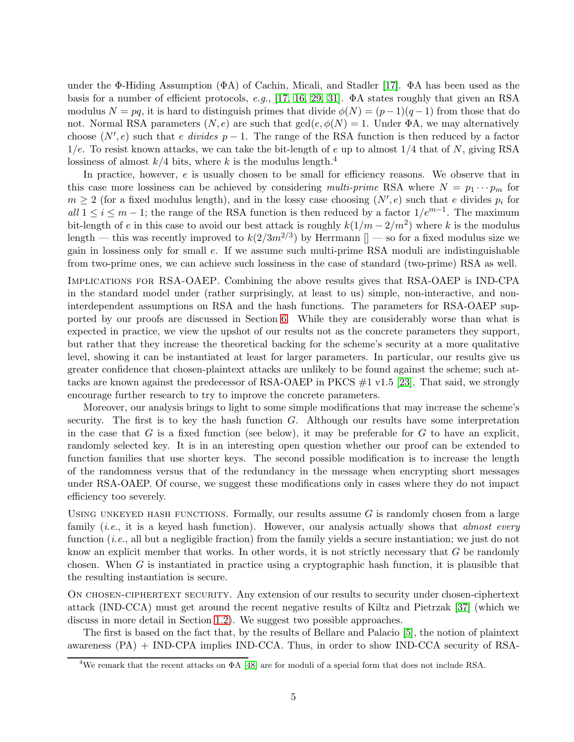under the Φ-Hiding Assumption (ΦA) of Cachin, Micali, and Stadler [17]. ΦA has been used as the basis for a number of efficient protocols, *e.g.*, [17, 16, 29, 31]. ΦA states roughly that given an RSA modulus $N = pq$, it is hard to distinguish primes that divide $\phi(N) = (p-1)(q-1)$ from those that do not. Normal RSA parameters $(N, e)$ are such that $\gcd(e, \phi(N) = 1$. Under ΦA, we may alternatively choose $(N', e)$ such that $e$ *divides* $p - 1$. The range of the RSA function is then reduced by a factor $1/e$. To resist known attacks, we can take the bit-length of $e$ up to almost $1/4$ that of $N$, giving RSA lossiness of almost $k/4$ bits, where $k$ is the modulus length.[4]

In practice, however, $e$ is usually chosen to be small for efficiency reasons. We observe that in this case more lossiness can be achieved by considering *multi-prime* RSA where $N = p_1 \cdots p_m$ for $m \geq 2$ (for a fixed modulus length), and in the lossy case choosing $(N', e)$ such that $e$ divides $p_i$ for *all* $1 \leq i \leq m - 1$; the range of the RSA function is then reduced by a factor $1/e^{m-1}$. The maximum bit-length of $e$ in this case to avoid our best attack is roughly $k(1/m - 2/m^2)$ where $k$ is the modulus length — this was recently improved to $k(2/3m^{2/3})$ by Herrmann [] — so for a fixed modulus size we gain in lossiness only for small $e$. If we assume such multi-prime RSA moduli are indistinguishable from two-prime ones, we can achieve such lossiness in the case of standard (two-prime) RSA as well.

Implications for RSA-OAEP. Combining the above results gives that RSA-OAEP is IND-CPA in the standard model under (rather surprisingly, at least to us) simple, non-interactive, and non-interdependent assumptions on RSA and the hash functions. The parameters for RSA-OAEP supported by our proofs are discussed in Section 6. While they are considerably worse than what is expected in practice, we view the upshot of our results not as the concrete parameters they support, but rather that they increase the theoretical backing for the scheme's security at a more qualitative level, showing it can be instantiated at least for larger parameters. In particular, our results give us greater confidence that chosen-plaintext attacks are unlikely to be found against the scheme; such attacks are known against the predecessor of RSA-OAEP in PKCS #1 v1.5 [23]. That said, we strongly encourage further research to try to improve the concrete parameters.

Moreover, our analysis brings to light to some simple modifications that may increase the scheme's security. The first is to key the hash function $G$. Although our results have some interpretation in the case that $G$ is a fixed function (see below), it may be preferable for $G$ to have an explicit, randomly selected key. It is in an interesting open question whether our proof can be extended to function families that use shorter keys. The second possible modification is to increase the length of the randomness versus that of the redundancy in the message when encrypting short messages under RSA-OAEP. Of course, we suggest these modifications only in cases where they do not impact efficiency too severely.

Using unkeyed hash functions. Formally, our results assume $G$ is randomly chosen from a large family (*i.e.*, it is a keyed hash function). However, our analysis actually shows that *almost every* function (*i.e.*, all but a negligible fraction) from the family yields a secure instantiation; we just do not know an explicit member that works. In other words, it is not strictly necessary that $G$ be randomly chosen. When $G$ is instantiated in practice using a cryptographic hash function, it is plausible that the resulting instantiation is secure.

On chosen-ciphertext security. Any extension of our results to security under chosen-ciphertext attack (IND-CCA) must get around the recent negative results of Kiltz and Pietrzak [37] (which we discuss in more detail in Section 1.2). We suggest two possible approaches.

The first is based on the fact that, by the results of Bellare and Palacio [5], the notion of plaintext awareness (PA) + IND-CPA implies IND-CCA. Thus, in order to show IND-CCA security of RSA-

[4] We remark that the recent attacks on ΦA [48] are for moduli of a special form that does not include RSA.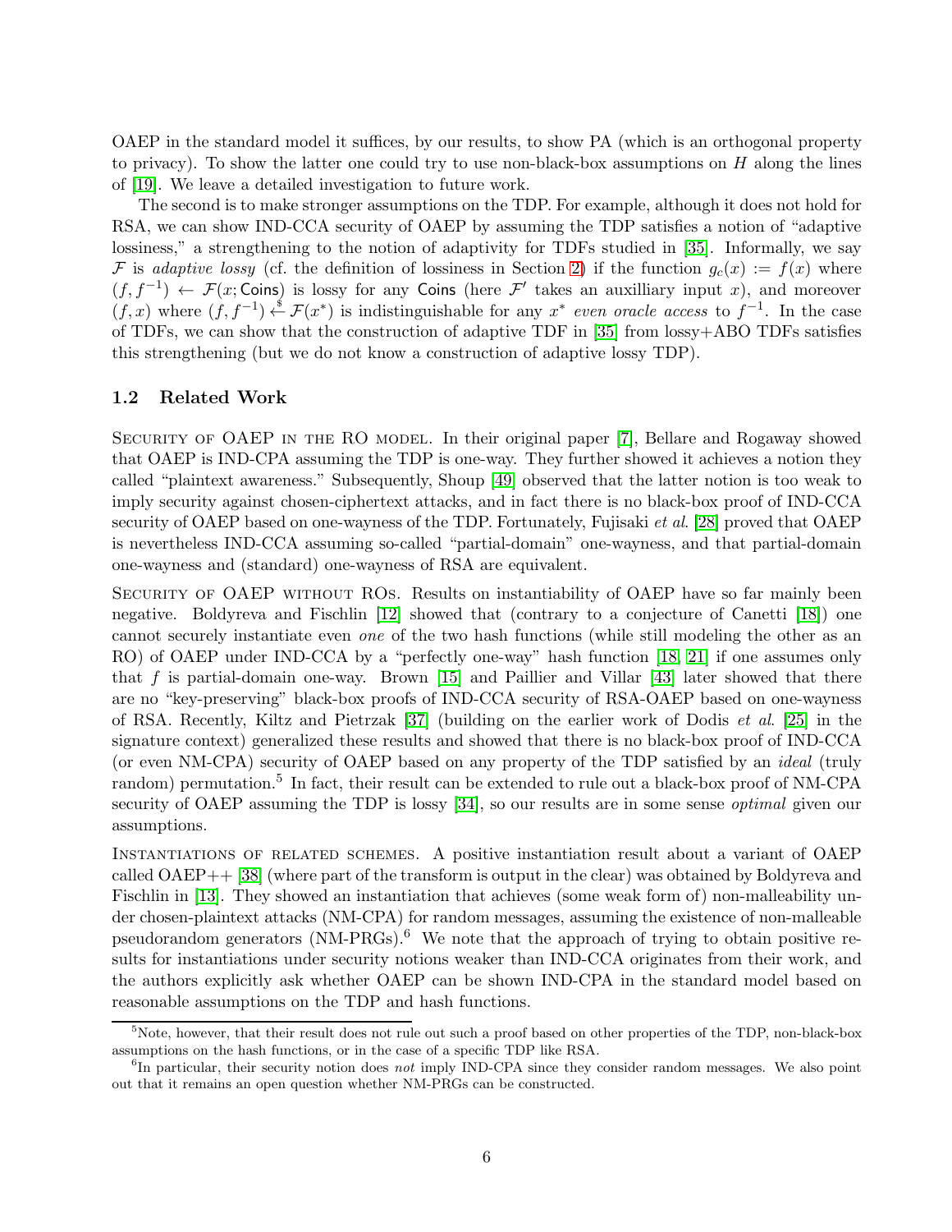OAEP in the standard model it suffices, by our results, to show PA (which is an orthogonal property to privacy). To show the latter one could try to use non-black-box assumptions on $H$ along the lines of [19]. We leave a detailed investigation to future work.

The second is to make stronger assumptions on the TDP. For example, although it does not hold for RSA, we can show IND-CCA security of OAEP by assuming the TDP satisfies a notion of "adaptive lossiness," a strengthening to the notion of adaptivity for TDFs studied in [35]. Informally, we say $\mathcal{F}$ is *adaptive lossy* (cf. the definition of lossiness in Section 2) if the function $g_c(x) := f(x)$ where $(f, f^{-1}) \leftarrow \mathcal{F}(x; \mathsf{Coins})$ is lossy for any $\mathsf{Coins}$ (here $\mathcal{F}'$ takes an auxilliary input $x$), and moreover $(f, x)$ where $(f, f^{-1}) \xleftarrow{\$} \mathcal{F}(x^*)$ is indistinguishable for any $x^*$ *even oracle access* to $f^{-1}$. In the case of TDFs, we can show that the construction of adaptive TDF in [35] from lossy+ABO TDFs satisfies this strengthening (but we do not know a construction of adaptive lossy TDP).

### 1.2 Related Work

Security of OAEP in the RO model. In their original paper [7], Bellare and Rogaway showed that OAEP is IND-CPA assuming the TDP is one-way. They further showed it achieves a notion they called "plaintext awareness." Subsequently, Shoup [49] observed that the latter notion is too weak to imply security against chosen-ciphertext attacks, and in fact there is no black-box proof of IND-CCA security of OAEP based on one-wayness of the TDP. Fortunately, Fujisaki *et al.* [28] proved that OAEP is nevertheless IND-CCA assuming so-called "partial-domain" one-wayness, and that partial-domain one-wayness and (standard) one-wayness of RSA are equivalent.

Security of OAEP without ROs. Results on instantiability of OAEP have so far mainly been negative. Boldyreva and Fischlin [12] showed that (contrary to a conjecture of Canetti [18]) one cannot securely instantiate even *one* of the two hash functions (while still modeling the other as an RO) of OAEP under IND-CCA by a "perfectly one-way" hash function [18, 21] if one assumes only that $f$ is partial-domain one-way. Brown [15] and Paillier and Villar [43] later showed that there are no "key-preserving" black-box proofs of IND-CCA security of RSA-OAEP based on one-wayness of RSA. Recently, Kiltz and Pietrzak [37] (building on the earlier work of Dodis *et al.* [25] in the signature context) generalized these results and showed that there is no black-box proof of IND-CCA (or even NM-CPA) security of OAEP based on any property of the TDP satisfied by an *ideal* (truly random) permutation.[5] In fact, their result can be extended to rule out a black-box proof of NM-CPA security of OAEP assuming the TDP is lossy [34], so our results are in some sense *optimal* given our assumptions.

Instantiations of related schemes. A positive instantiation result about a variant of OAEP called OAEP++ [38] (where part of the transform is output in the clear) was obtained by Boldyreva and Fischlin in [13]. They showed an instantiation that achieves (some weak form of) non-malleability under chosen-plaintext attacks (NM-CPA) for random messages, assuming the existence of non-malleable pseudorandom generators (NM-PRGs).[6] We note that the approach of trying to obtain positive results for instantiations under security notions weaker than IND-CCA originates from their work, and the authors explicitly ask whether OAEP can be shown IND-CPA in the standard model based on reasonable assumptions on the TDP and hash functions.

---

[5] Note, however, that their result does not rule out such a proof based on other properties of the TDP, non-black-box assumptions on the hash functions, or in the case of a specific TDP like RSA.

[6] In particular, their security notion does *not* imply IND-CPA since they consider random messages. We also point out that it remains an open question whether NM-PRGs can be constructed.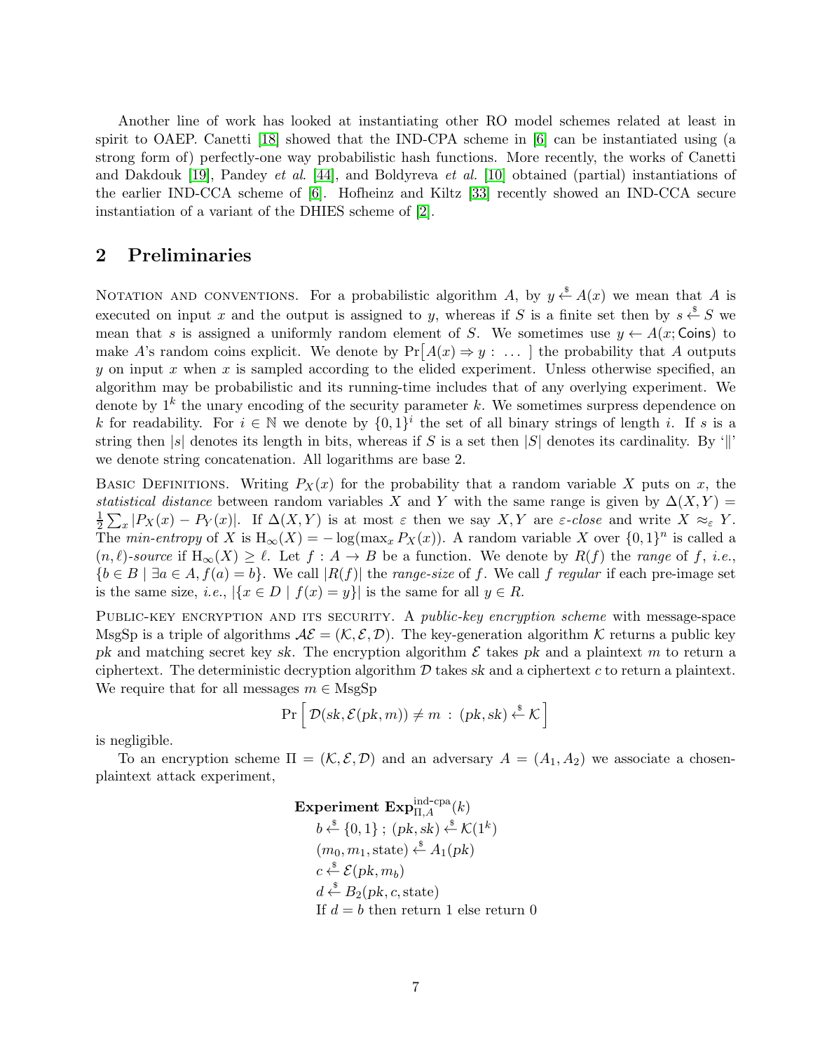Another line of work has looked at instantiating other RO model schemes related at least in spirit to OAEP. Canetti [18] showed that the IND-CPA scheme in [6] can be instantiated using (a strong form of) perfectly-one way probabilistic hash functions. More recently, the works of Canetti and Dakdouk [19], Pandey *et al.* [44], and Boldyreva *et al.* [10] obtained (partial) instantiations of the earlier IND-CCA scheme of [6]. Hofheinz and Kiltz [33] recently showed an IND-CCA secure instantiation of a variant of the DHIES scheme of [2].

## 2 Preliminaries

Notation and conventions. For a probabilistic algorithm $A$, by $y \xleftarrow{\$} A(x)$ we mean that $A$ is executed on input $x$ and the output is assigned to $y$, whereas if $S$ is a finite set then by $s \xleftarrow{\$} S$ we mean that $s$ is assigned a uniformly random element of $S$. We sometimes use $y \leftarrow A(x; \mathsf{Coins})$ to make $A$'s random coins explicit. We denote by $\Pr\big[A(x) \Rightarrow y : \ \ldots\ \big]$ the probability that $A$ outputs $y$ on input $x$ when $x$ is sampled according to the elided experiment. Unless otherwise specified, an algorithm may be probabilistic and its running-time includes that of any overlying experiment. We denote by $1^k$ the unary encoding of the security parameter $k$. We sometimes surpress dependence on $k$ for readability. For $i \in \mathbb{N}$ we denote by $\{0,1\}^i$ the set of all binary strings of length $i$. If $s$ is a string then $|s|$ denotes its length in bits, whereas if $S$ is a set then $|S|$ denotes its cardinality. By '$\|$' we denote string concatenation. All logarithms are base 2.

Basic Definitions. Writing $P_X(x)$ for the probability that a random variable $X$ puts on $x$, the *statistical distance* between random variables $X$ and $Y$ with the same range is given by $\Delta(X,Y) = \frac{1}{2}\sum_x |P_X(x) - P_Y(x)|$. If $\Delta(X,Y)$ is at most $\varepsilon$ then we say $X, Y$ are *$\varepsilon$-close* and write $X \approx_\varepsilon Y$. The *min-entropy* of $X$ is $\mathrm{H}_\infty(X) = -\log(\max_x P_X(x))$. A random variable $X$ over $\{0,1\}^n$ is called a *$(n,\ell)$-source* if $\mathrm{H}_\infty(X) \geq \ell$. Let $f : A \to B$ be a function. We denote by $R(f)$ the *range* of $f$, *i.e.*, $\{b \in B \mid \exists a \in A, f(a) = b\}$. We call $|R(f)|$ the *range-size* of $f$. We call $f$ *regular* if each pre-image set is the same size, *i.e.*, $|\{x \in D \mid f(x) = y\}|$ is the same for all $y \in R$.

Public-key encryption and its security. A *public-key encryption scheme* with message-space MsgSp is a triple of algorithms $\mathcal{AE} = (\mathcal{K}, \mathcal{E}, \mathcal{D})$. The key-generation algorithm $\mathcal{K}$ returns a public key $pk$ and matching secret key $sk$. The encryption algorithm $\mathcal{E}$ takes $pk$ and a plaintext $m$ to return a ciphertext. The deterministic decryption algorithm $\mathcal{D}$ takes $sk$ and a ciphertext $c$ to return a plaintext. We require that for all messages $m \in$ MsgSp

$$\Pr\left[\, \mathcal{D}(sk, \mathcal{E}(pk, m)) \neq m \;:\; (pk, sk) \xleftarrow{\$} \mathcal{K} \,\right]$$

is negligible.

To an encryption scheme $\Pi = (\mathcal{K}, \mathcal{E}, \mathcal{D})$ and an adversary $A = (A_1, A_2)$ we associate a chosen-plaintext attack experiment,

$$
\begin{array}{l}
\textbf{Experiment } \mathbf{Exp}^{\text{ind-cpa}}_{\Pi,A}(k) \\
\quad b \xleftarrow{\$} \{0,1\}\,;\ (pk, sk) \xleftarrow{\$} \mathcal{K}(1^k) \\
\quad (m_0, m_1, \text{state}) \xleftarrow{\$} A_1(pk) \\
\quad c \xleftarrow{\$} \mathcal{E}(pk, m_b) \\
\quad d \xleftarrow{\$} B_2(pk, c, \text{state}) \\
\quad \text{If } d = b \text{ then return 1 else return 0}
\end{array}
$$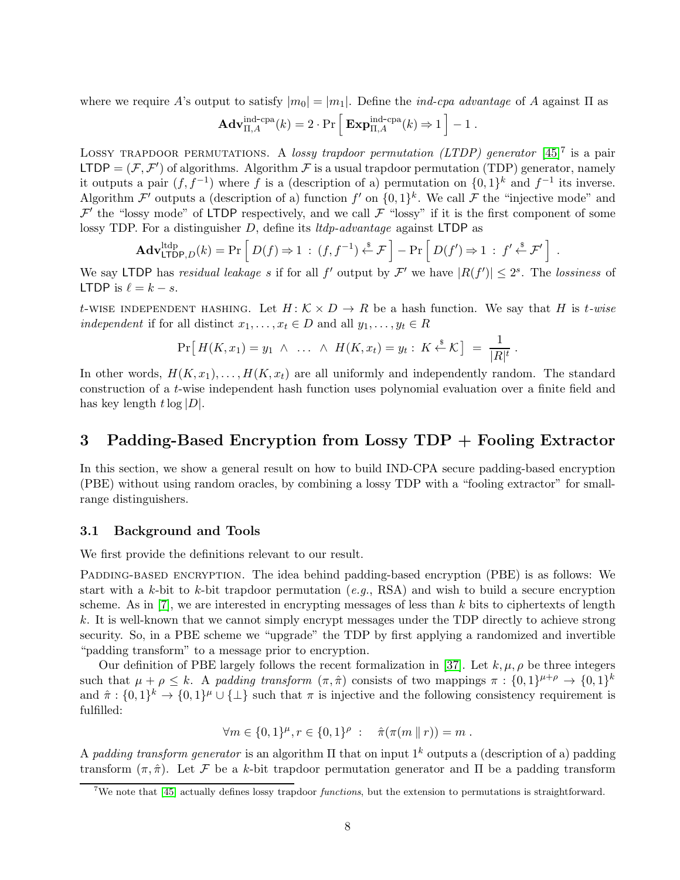where we require $A$'s output to satisfy $|m_0| = |m_1|$. Define the *ind-cpa advantage* of $A$ against $\Pi$ as

$$\mathbf{Adv}^{\text{ind-cpa}}_{\Pi,A}(k) = 2 \cdot \Pr\left[\, \mathbf{Exp}^{\text{ind-cpa}}_{\Pi,A}(k) \Rightarrow 1 \,\right] - 1 \,.$$

Lossy trapdoor permutations. A *lossy trapdoor permutation (LTDP) generator* [45][7] is a pair $\mathsf{LTDP} = (\mathcal{F}, \mathcal{F}')$ of algorithms. Algorithm $\mathcal{F}$ is a usual trapdoor permutation (TDP) generator, namely it outputs a pair $(f, f^{-1})$ where $f$ is a (description of a) permutation on $\{0,1\}^k$ and $f^{-1}$ its inverse. Algorithm $\mathcal{F}'$ outputs a (description of a) function $f'$ on $\{0,1\}^k$. We call $\mathcal{F}$ the "injective mode" and $\mathcal{F}'$ the "lossy mode" of $\mathsf{LTDP}$ respectively, and we call $\mathcal{F}$ "lossy" if it is the first component of some lossy TDP. For a distinguisher $D$, define its *ltdp-advantage* against $\mathsf{LTDP}$ as

$$\mathbf{Adv}^{\text{ltdp}}_{\mathsf{LTDP},D}(k) = \Pr\left[\, D(f) \Rightarrow 1 \;:\; (f, f^{-1}) \xleftarrow{\$} \mathcal{F} \,\right] - \Pr\left[\, D(f') \Rightarrow 1 \;:\; f' \xleftarrow{\$} \mathcal{F}' \,\right] \,.$$

We say $\mathsf{LTDP}$ has *residual leakage* $s$ if for all $f'$ output by $\mathcal{F}'$ we have $|R(f')| \le 2^s$. The *lossiness* of $\mathsf{LTDP}$ is $\ell = k - s$.

$t$-wise independent hashing. Let $H \colon \mathcal{K} \times D \to R$ be a hash function. We say that $H$ is *$t$-wise independent* if for all distinct $x_1, \ldots, x_t \in D$ and all $y_1, \ldots, y_t \in R$

$$\Pr\big[\, H(K, x_1) = y_1 \;\wedge\; \ldots \;\wedge\; H(K, x_t) = y_t : \, K \xleftarrow{\$} \mathcal{K} \,\big] \;=\; \frac{1}{|R|^t} \,.$$

In other words, $H(K, x_1), \ldots, H(K, x_t)$ are all uniformly and independently random. The standard construction of a $t$-wise independent hash function uses polynomial evaluation over a finite field and has key length $t \log |D|$.

# 3 Padding-Based Encryption from Lossy TDP + Fooling Extractor

In this section, we show a general result on how to build IND-CPA secure padding-based encryption (PBE) without using random oracles, by combining a lossy TDP with a "fooling extractor" for small-range distinguishers.

## 3.1 Background and Tools

We first provide the definitions relevant to our result.

Padding-based encryption. The idea behind padding-based encryption (PBE) is as follows: We start with a $k$-bit to $k$-bit trapdoor permutation (*e.g.*, RSA) and wish to build a secure encryption scheme. As in [7], we are interested in encrypting messages of less than $k$ bits to ciphertexts of length $k$. It is well-known that we cannot simply encrypt messages under the TDP directly to achieve strong security. So, in a PBE scheme we "upgrade" the TDP by first applying a randomized and invertible "padding transform" to a message prior to encryption.

Our definition of PBE largely follows the recent formalization in [37]. Let $k, \mu, \rho$ be three integers such that $\mu + \rho \le k$. A *padding transform* $(\pi, \hat{\pi})$ consists of two mappings $\pi : \{0,1\}^{\mu+\rho} \to \{0,1\}^k$ and $\hat{\pi} : \{0,1\}^k \to \{0,1\}^\mu \cup \{\bot\}$ such that $\pi$ is injective and the following consistency requirement is fulfilled:

$$\forall m \in \{0,1\}^\mu, r \in \{0,1\}^\rho \;:\quad \hat{\pi}(\pi(m \,\|\, r)) = m \,.$$

A *padding transform generator* is an algorithm $\Pi$ that on input $1^k$ outputs a (description of a) padding transform $(\pi, \hat{\pi})$. Let $\mathcal{F}$ be a $k$-bit trapdoor permutation generator and $\Pi$ be a padding transform

[7] We note that [45] actually defines lossy trapdoor *functions*, but the extension to permutations is straightforward.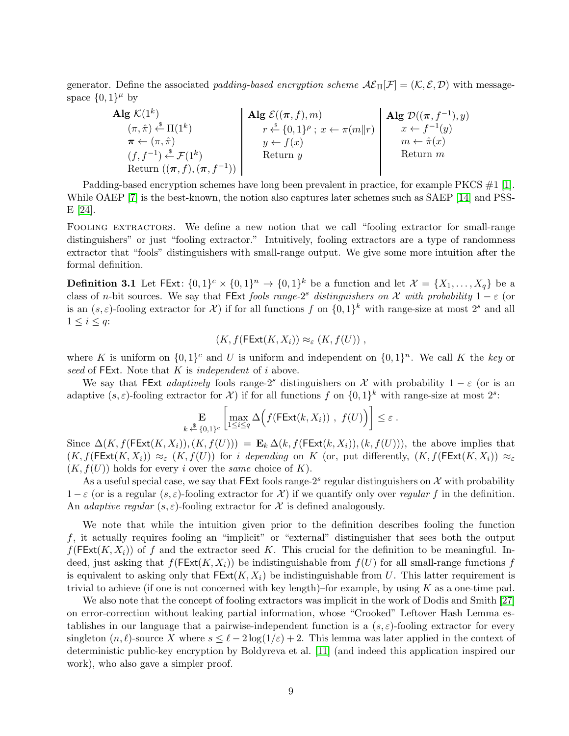generator. Define the associated *padding-based encryption scheme* $\mathcal{AE}_\Pi[\mathcal{F}] = (\mathcal{K}, \mathcal{E}, \mathcal{D})$ with message-space $\{0,1\}^\mu$ by

| **Alg** $\mathcal{K}(1^k)$ | **Alg** $\mathcal{E}((\boldsymbol{\pi}, f), m)$ | **Alg** $\mathcal{D}((\boldsymbol{\pi}, f^{-1}), y)$ |
|---|---|---|
| $(\pi, \hat{\pi}) \xleftarrow{\$} \Pi(1^k)$ | $r \xleftarrow{\$} \{0,1\}^\rho$ ; $x \leftarrow \pi(m \| r)$ | $x \leftarrow f^{-1}(y)$ |
| $\boldsymbol{\pi} \leftarrow (\pi, \hat{\pi})$ | $y \leftarrow f(x)$ | $m \leftarrow \hat{\pi}(x)$ |
| $(f, f^{-1}) \xleftarrow{\$} \mathcal{F}(1^k)$ | Return $y$ | Return $m$ |
| Return $((\boldsymbol{\pi}, f), (\boldsymbol{\pi}, f^{-1}))$ | | |

Padding-based encryption schemes have long been prevalent in practice, for example PKCS #1 [1]. While OAEP [7] is the best-known, the notion also captures later schemes such as SAEP [14] and PSS-E [24].

FOOLING EXTRACTORS. We define a new notion that we call "fooling extractor for small-range distinguishers" or just "fooling extractor." Intuitively, fooling extractors are a type of randomness extractor that "fools" distinguishers with small-range output. We give some more intuition after the formal definition.

**Definition 3.1** Let $\mathsf{FExt}\colon \{0,1\}^c \times \{0,1\}^n \to \{0,1\}^k$ be a function and let $\mathcal{X} = \{X_1, \ldots, X_q\}$ be a class of $n$-bit sources. We say that $\mathsf{FExt}$ *fools range-*$2^s$ *distinguishers on* $\mathcal{X}$ *with probability* $1 - \varepsilon$ (or is an $(s, \varepsilon)$-fooling extractor for $\mathcal{X}$) if for all functions $f$ on $\{0,1\}^k$ with range-size at most $2^s$ and all $1 \le i \le q$:

$$(K, f(\mathsf{FExt}(K, X_i)) \approx_\varepsilon (K, f(U)) \ ,$$

where $K$ is uniform on $\{0,1\}^c$ and $U$ is uniform and independent on $\{0,1\}^n$. We call $K$ the *key* or *seed* of $\mathsf{FExt}$. Note that $K$ is *independent* of $i$ above.

We say that $\mathsf{FExt}$ *adaptively* fools range-$2^s$ distinguishers on $\mathcal{X}$ with probability $1 - \varepsilon$ (or is an adaptive $(s, \varepsilon)$-fooling extractor for $\mathcal{X}$) if for all functions $f$ on $\{0,1\}^k$ with range-size at most $2^s$:

$$\mathop{\mathbf{E}}_{k \xleftarrow{\$} \{0,1\}^c} \left[ \max_{1 \le i \le q} \Delta\Big( f(\mathsf{FExt}(k, X_i)) \ , \ f(U) \Big) \right] \le \varepsilon \ .$$

Since $\Delta(K, f(\mathsf{FExt}(K, X_i)), (K, f(U))) = \mathbf{E}_k\, \Delta(k, f(\mathsf{FExt}(k, X_i)), (k, f(U)))$, the above implies that $(K, f(\mathsf{FExt}(K, X_i)) \approx_\varepsilon (K, f(U))$ for $i$ *depending* on $K$ (or, put differently, $(K, f(\mathsf{FExt}(K, X_i)) \approx_\varepsilon (K, f(U))$ holds for every $i$ over the *same* choice of $K$).

As a useful special case, we say that $\mathsf{FExt}$ fools range-$2^s$ regular distinguishers on $\mathcal{X}$ with probability $1 - \varepsilon$ (or is a regular $(s, \varepsilon)$-fooling extractor for $\mathcal{X}$) if we quantify only over *regular* $f$ in the definition. An *adaptive regular* $(s, \varepsilon)$-fooling extractor for $\mathcal{X}$ is defined analogously.

We note that while the intuition given prior to the definition describes fooling the function $f$, it actually requires fooling an "implicit" or "external" distinguisher that sees both the output $f(\mathsf{FExt}(K, X_i))$ of $f$ and the extractor seed $K$. This crucial for the definition to be meaningful. Indeed, just asking that $f(\mathsf{FExt}(K, X_i))$ be indistinguishable from $f(U)$ for all small-range functions $f$ is equivalent to asking only that $\mathsf{FExt}(K, X_i)$ be indistinguishable from $U$. This latter requirement is trivial to achieve (if one is not concerned with key length)–for example, by using $K$ as a one-time pad.

We also note that the concept of fooling extractors was implicit in the work of Dodis and Smith [27] on error-correction without leaking partial information, whose "Crooked" Leftover Hash Lemma establishes in our language that a pairwise-independent function is a $(s, \varepsilon)$-fooling extractor for every singleton $(n, \ell)$-source $X$ where $s \le \ell - 2\log(1/\varepsilon) + 2$. This lemma was later applied in the context of deterministic public-key encryption by Boldyreva et al. [11] (and indeed this application inspired our work), who also gave a simpler proof.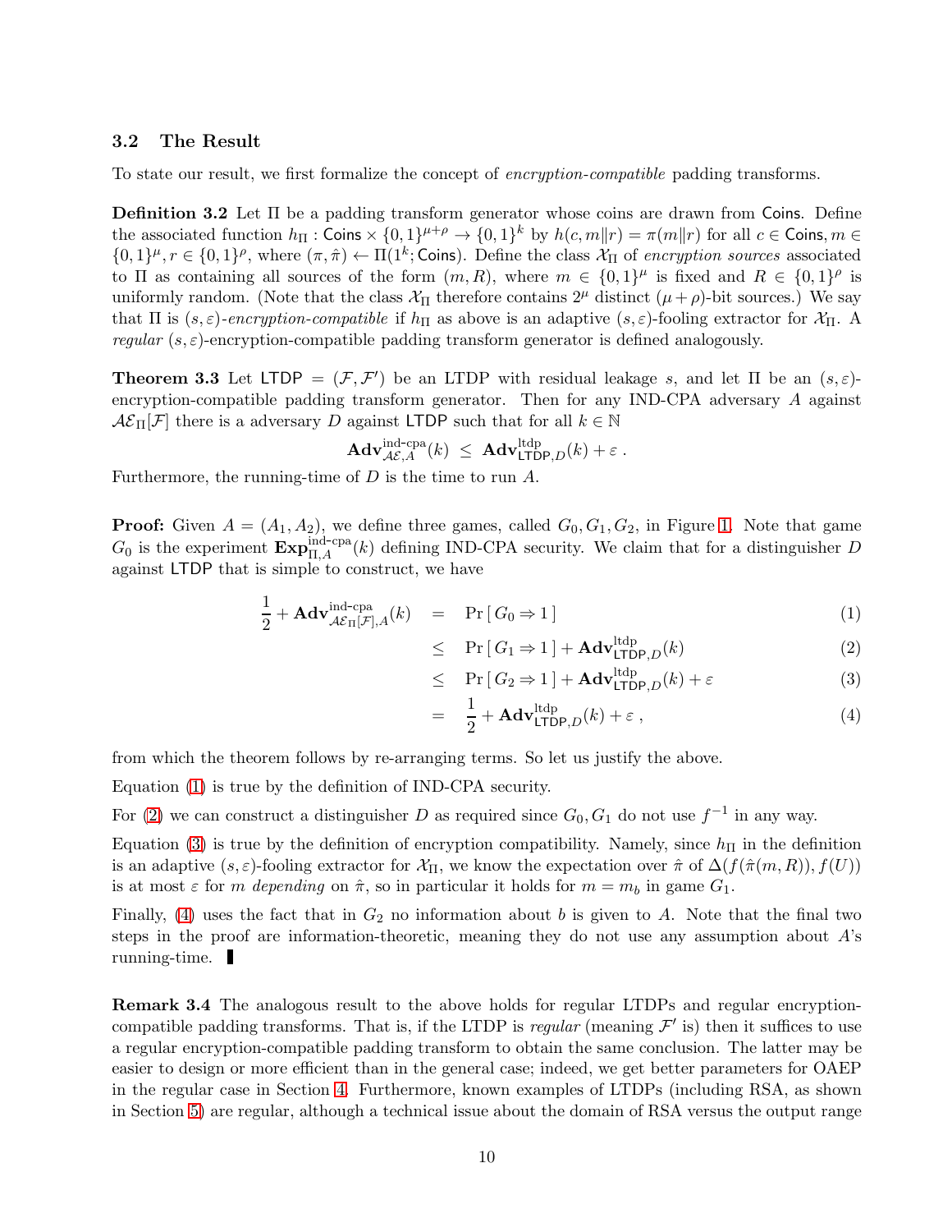### 3.2 The Result

To state our result, we first formalize the concept of *encryption-compatible* padding transforms.

**Definition 3.2** Let $\Pi$ be a padding transform generator whose coins are drawn from $\mathsf{Coins}$. Define the associated function $h_\Pi : \mathsf{Coins} \times \{0,1\}^{\mu+\rho} \to \{0,1\}^k$ by $h(c, m\|r) = \pi(m\|r)$ for all $c \in \mathsf{Coins}, m \in \{0,1\}^\mu, r \in \{0,1\}^\rho$, where $(\pi, \hat{\pi}) \leftarrow \Pi(1^k; \mathsf{Coins})$. Define the class $\mathcal{X}_\Pi$ of *encryption sources* associated to $\Pi$ as containing all sources of the form $(m, R)$, where $m \in \{0,1\}^\mu$ is fixed and $R \in \{0,1\}^\rho$ is uniformly random. (Note that the class $\mathcal{X}_\Pi$ therefore contains $2^\mu$ distinct $(\mu+\rho)$-bit sources.) We say that $\Pi$ is $(s,\varepsilon)$*-encryption-compatible* if $h_\Pi$ as above is an adaptive $(s,\varepsilon)$-fooling extractor for $\mathcal{X}_\Pi$. A *regular* $(s,\varepsilon)$-encryption-compatible padding transform generator is defined analogously.

**Theorem 3.3** Let $\mathsf{LTDP} = (\mathcal{F}, \mathcal{F}')$ be an LTDP with residual leakage $s$, and let $\Pi$ be an $(s,\varepsilon)$-encryption-compatible padding transform generator. Then for any IND-CPA adversary $A$ against $\mathcal{AE}_\Pi[\mathcal{F}]$ there is a adversary $D$ against $\mathsf{LTDP}$ such that for all $k \in \mathbb{N}$

$$\mathbf{Adv}^{\text{ind-cpa}}_{\mathcal{AE},A}(k) \;\le\; \mathbf{Adv}^{\text{ltdp}}_{\mathsf{LTDP},D}(k) + \varepsilon\ .$$

Furthermore, the running-time of $D$ is the time to run $A$.

**Proof:** Given $A = (A_1, A_2)$, we define three games, called $G_0, G_1, G_2$, in Figure 1. Note that game $G_0$ is the experiment $\mathbf{Exp}^{\text{ind-cpa}}_{\Pi,A}(k)$ defining IND-CPA security. We claim that for a distinguisher $D$ against $\mathsf{LTDP}$ that is simple to construct, we have

$$\begin{aligned}
\frac{1}{2} + \mathbf{Adv}^{\text{ind-cpa}}_{\mathcal{AE}_\Pi[\mathcal{F}],A}(k) &= \Pr[\, G_0 \Rightarrow 1\,] && (1)\\
&\le \Pr[\, G_1 \Rightarrow 1\,] + \mathbf{Adv}^{\text{ltdp}}_{\mathsf{LTDP},D}(k) && (2)\\
&\le \Pr[\, G_2 \Rightarrow 1\,] + \mathbf{Adv}^{\text{ltdp}}_{\mathsf{LTDP},D}(k) + \varepsilon && (3)\\
&= \frac{1}{2} + \mathbf{Adv}^{\text{ltdp}}_{\mathsf{LTDP},D}(k) + \varepsilon\ , && (4)
\end{aligned}$$

from which the theorem follows by re-arranging terms. So let us justify the above.

Equation (1) is true by the definition of IND-CPA security.

For (2) we can construct a distinguisher $D$ as required since $G_0, G_1$ do not use $f^{-1}$ in any way.

Equation (3) is true by the definition of encryption compatibility. Namely, since $h_\Pi$ in the definition is an adaptive $(s,\varepsilon)$-fooling extractor for $\mathcal{X}_\Pi$, we know the expectation over $\hat{\pi}$ of $\Delta(f(\hat{\pi}(m,R)), f(U))$ is at most $\varepsilon$ for $m$ *depending* on $\hat{\pi}$, so in particular it holds for $m = m_b$ in game $G_1$.

Finally, (4) uses the fact that in $G_2$ no information about $b$ is given to $A$. Note that the final two steps in the proof are information-theoretic, meaning they do not use any assumption about $A$'s running-time. ∎

**Remark 3.4** The analogous result to the above holds for regular LTDPs and regular encryption-compatible padding transforms. That is, if the LTDP is *regular* (meaning $\mathcal{F}'$ is) then it suffices to use a regular encryption-compatible padding transform to obtain the same conclusion. The latter may be easier to design or more efficient than in the general case; indeed, we get better parameters for OAEP in the regular case in Section 4. Furthermore, known examples of LTDPs (including RSA, as shown in Section 5) are regular, although a technical issue about the domain of RSA versus the output range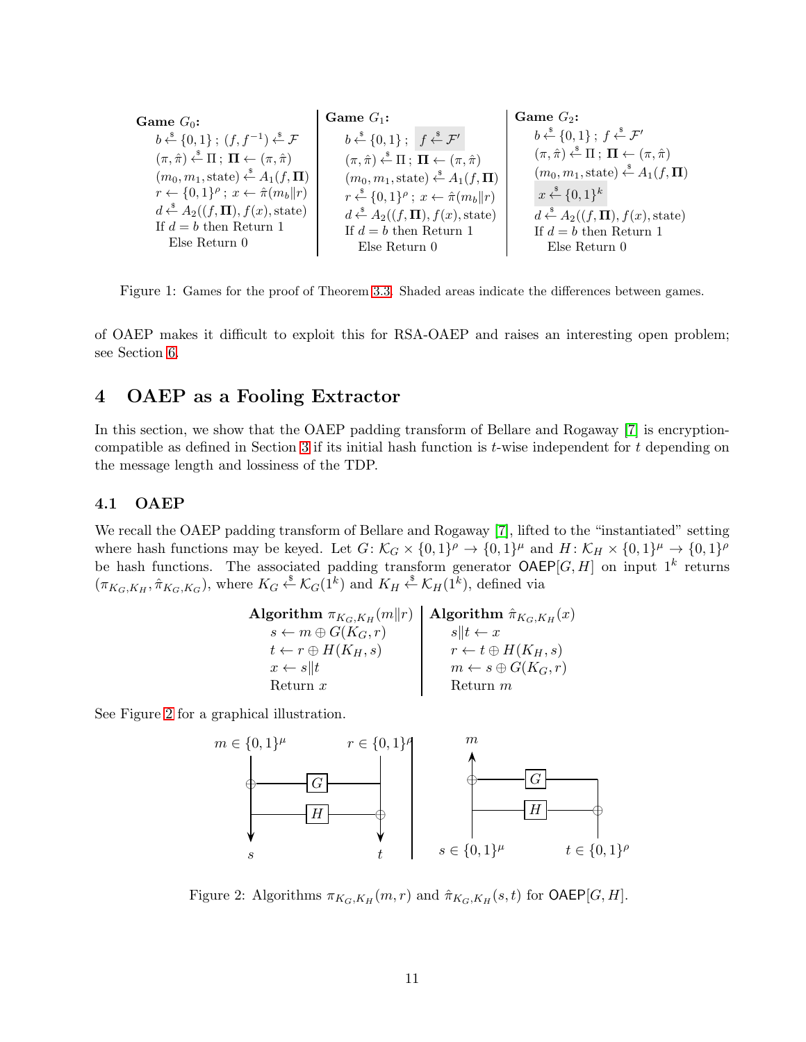| **Game** $G_0$: | **Game** $G_1$: | **Game** $G_2$: |
|---|---|---|
| $b \xleftarrow{\$} \{0,1\}$ ; $(f, f^{-1}) \xleftarrow{\$} \mathcal{F}$ | $b \xleftarrow{\$} \{0,1\}$ ; $f \xleftarrow{\$} \mathcal{F}'$ | $b \xleftarrow{\$} \{0,1\}$ ; $f \xleftarrow{\$} \mathcal{F}'$ |
| $(\pi, \hat{\pi}) \xleftarrow{\$} \Pi$ ; $\mathbf{\Pi} \leftarrow (\pi, \hat{\pi})$ | $(\pi, \hat{\pi}) \xleftarrow{\$} \Pi$ ; $\mathbf{\Pi} \leftarrow (\pi, \hat{\pi})$ | $(\pi, \hat{\pi}) \xleftarrow{\$} \Pi$ ; $\mathbf{\Pi} \leftarrow (\pi, \hat{\pi})$ |
| $(m_0, m_1, \text{state}) \xleftarrow{\$} A_1(f, \mathbf{\Pi})$ | $(m_0, m_1, \text{state}) \xleftarrow{\$} A_1(f, \mathbf{\Pi})$ | $(m_0, m_1, \text{state}) \xleftarrow{\$} A_1(f, \mathbf{\Pi})$ |
| $r \leftarrow \{0,1\}^\rho$ ; $x \leftarrow \hat{\pi}(m_b \Vert r)$ | $r \xleftarrow{\$} \{0,1\}^\rho$ ; $x \leftarrow \hat{\pi}(m_b \Vert r)$ | $x \xleftarrow{\$} \{0,1\}^k$ |
| $d \xleftarrow{\$} A_2((f, \mathbf{\Pi}), f(x), \text{state})$ | $d \xleftarrow{\$} A_2((f, \mathbf{\Pi}), f(x), \text{state})$ | $d \xleftarrow{\$} A_2((f, \mathbf{\Pi}), f(x), \text{state})$ |
| If $d = b$ then Return 1 | If $d = b$ then Return 1 | If $d = b$ then Return 1 |
| Else Return 0 | Else Return 0 | Else Return 0 |

Figure 1: Games for the proof of Theorem 3.3. Shaded areas indicate the differences between games.

of OAEP makes it difficult to exploit this for RSA-OAEP and raises an interesting open problem; see Section 6.

## 4 OAEP as a Fooling Extractor

In this section, we show that the OAEP padding transform of Bellare and Rogaway [7] is encryption-compatible as defined in Section 3 if its initial hash function is $t$-wise independent for $t$ depending on the message length and lossiness of the TDP.

### 4.1 OAEP

We recall the OAEP padding transform of Bellare and Rogaway [7], lifted to the "instantiated" setting where hash functions may be keyed. Let $G\colon \mathcal{K}_G \times \{0,1\}^\rho \to \{0,1\}^\mu$ and $H\colon \mathcal{K}_H \times \{0,1\}^\mu \to \{0,1\}^\rho$ be hash functions. The associated padding transform generator $\mathsf{OAEP}[G,H]$ on input $1^k$ returns $(\pi_{K_G,K_H}, \hat{\pi}_{K_G,K_G})$, where $K_G \xleftarrow{\$} \mathcal{K}_G(1^k)$ and $K_H \xleftarrow{\$} \mathcal{K}_H(1^k)$, defined via

| **Algorithm** $\pi_{K_G,K_H}(m \Vert r)$ | **Algorithm** $\hat{\pi}_{K_G,K_H}(x)$ |
|---|---|
| $s \leftarrow m \oplus G(K_G, r)$ | $s \Vert t \leftarrow x$ |
| $t \leftarrow r \oplus H(K_H, s)$ | $r \leftarrow t \oplus H(K_H, s)$ |
| $x \leftarrow s \Vert t$ | $m \leftarrow s \oplus G(K_G, r)$ |
| Return $x$ | Return $m$ |

See Figure 2 for a graphical illustration.

Figure 2: Algorithms $\pi_{K_G,K_H}(m, r)$ and $\hat{\pi}_{K_G,K_H}(s, t)$ for $\mathsf{OAEP}[G,H]$.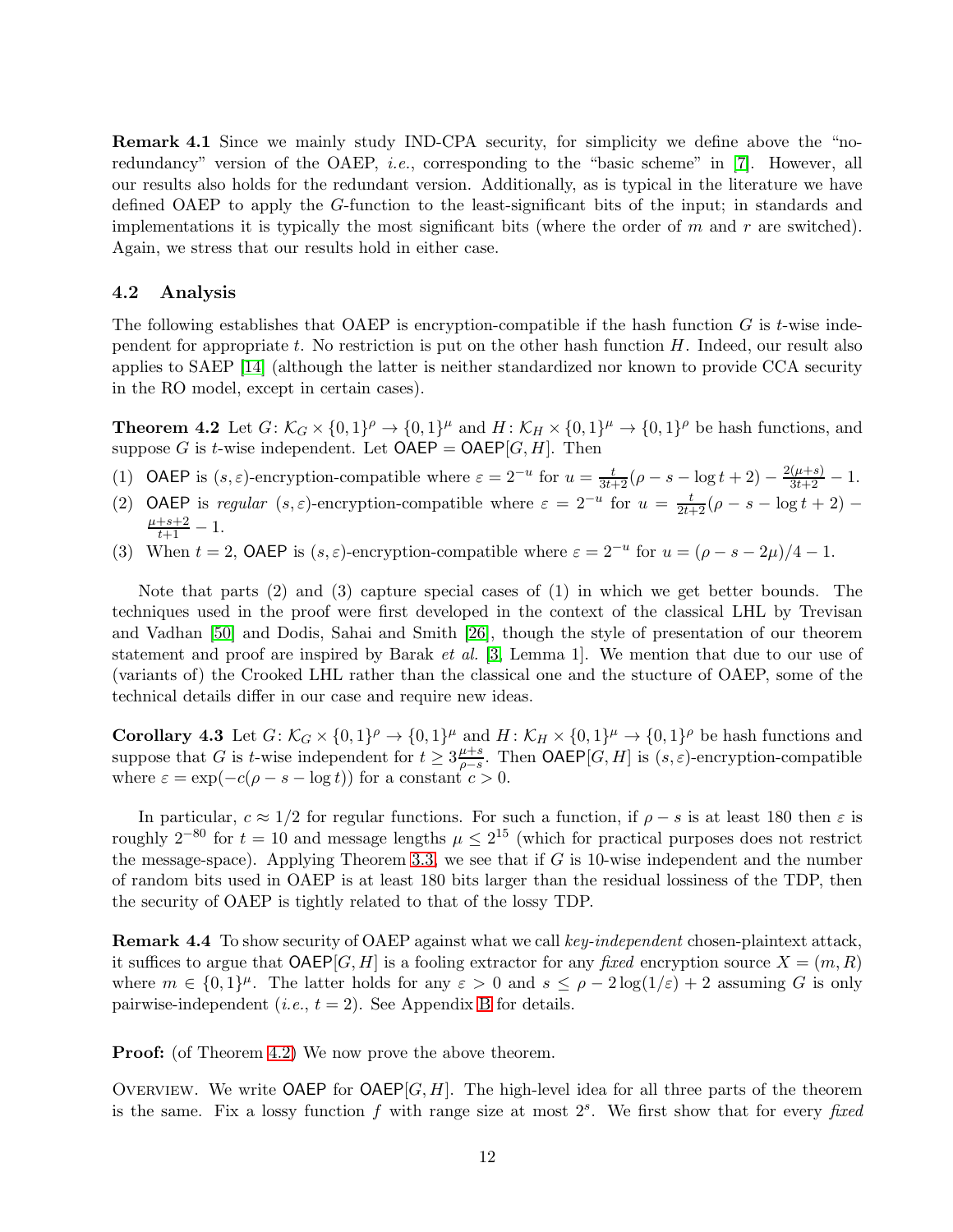**Remark 4.1** Since we mainly study IND-CPA security, for simplicity we define above the "no-redundancy" version of the OAEP, *i.e.*, corresponding to the "basic scheme" in [7]. However, all our results also holds for the redundant version. Additionally, as is typical in the literature we have defined OAEP to apply the $G$-function to the least-significant bits of the input; in standards and implementations it is typically the most significant bits (where the order of $m$ and $r$ are switched). Again, we stress that our results hold in either case.

## 4.2 Analysis

The following establishes that OAEP is encryption-compatible if the hash function $G$ is $t$-wise independent for appropriate $t$. No restriction is put on the other hash function $H$. Indeed, our result also applies to SAEP [14] (although the latter is neither standardized nor known to provide CCA security in the RO model, except in certain cases).

**Theorem 4.2** Let $G\colon \mathcal{K}_G \times \{0,1\}^\rho \to \{0,1\}^\mu$ and $H\colon \mathcal{K}_H \times \{0,1\}^\mu \to \{0,1\}^\rho$ be hash functions, and suppose $G$ is $t$-wise independent. Let $\mathsf{OAEP} = \mathsf{OAEP}[G,H]$. Then

(1) $\mathsf{OAEP}$ is $(s,\varepsilon)$-encryption-compatible where $\varepsilon = 2^{-u}$ for $u = \frac{t}{3t+2}(\rho - s - \log t + 2) - \frac{2(\mu+s)}{3t+2} - 1$.

(2) $\mathsf{OAEP}$ is *regular* $(s,\varepsilon)$-encryption-compatible where $\varepsilon = 2^{-u}$ for $u = \frac{t}{2t+2}(\rho - s - \log t + 2) - \frac{\mu+s+2}{t+1} - 1$.

(3) When $t = 2$, $\mathsf{OAEP}$ is $(s,\varepsilon)$-encryption-compatible where $\varepsilon = 2^{-u}$ for $u = (\rho - s - 2\mu)/4 - 1$.

Note that parts (2) and (3) capture special cases of (1) in which we get better bounds. The techniques used in the proof were first developed in the context of the classical LHL by Trevisan and Vadhan [50] and Dodis, Sahai and Smith [26], though the style of presentation of our theorem statement and proof are inspired by Barak *et al.* [3, Lemma 1]. We mention that due to our use of (variants of) the Crooked LHL rather than the classical one and the stucture of OAEP, some of the technical details differ in our case and require new ideas.

**Corollary 4.3** Let $G\colon \mathcal{K}_G \times \{0,1\}^\rho \to \{0,1\}^\mu$ and $H\colon \mathcal{K}_H \times \{0,1\}^\mu \to \{0,1\}^\rho$ be hash functions and suppose that $G$ is $t$-wise independent for $t \geq 3\frac{\mu+s}{\rho-s}$. Then $\mathsf{OAEP}[G,H]$ is $(s,\varepsilon)$-encryption-compatible where $\varepsilon = \exp(-c(\rho - s - \log t))$ for a constant $c > 0$.

In particular, $c \approx 1/2$ for regular functions. For such a function, if $\rho - s$ is at least 180 then $\varepsilon$ is roughly $2^{-80}$ for $t = 10$ and message lengths $\mu \leq 2^{15}$ (which for practical purposes does not restrict the message-space). Applying Theorem 3.3, we see that if $G$ is 10-wise independent and the number of random bits used in OAEP is at least 180 bits larger than the residual lossiness of the TDP, then the security of OAEP is tightly related to that of the lossy TDP.

**Remark 4.4** To show security of OAEP against what we call *key-independent* chosen-plaintext attack, it suffices to argue that $\mathsf{OAEP}[G,H]$ is a fooling extractor for any *fixed* encryption source $X = (m, R)$ where $m \in \{0,1\}^\mu$. The latter holds for any $\varepsilon > 0$ and $s \leq \rho - 2\log(1/\varepsilon) + 2$ assuming $G$ is only pairwise-independent (*i.e.*, $t = 2$). See Appendix B for details.

**Proof:** (of Theorem 4.2) We now prove the above theorem.

Overview. We write $\mathsf{OAEP}$ for $\mathsf{OAEP}[G,H]$. The high-level idea for all three parts of the theorem is the same. Fix a lossy function $f$ with range size at most $2^s$. We first show that for every *fixed*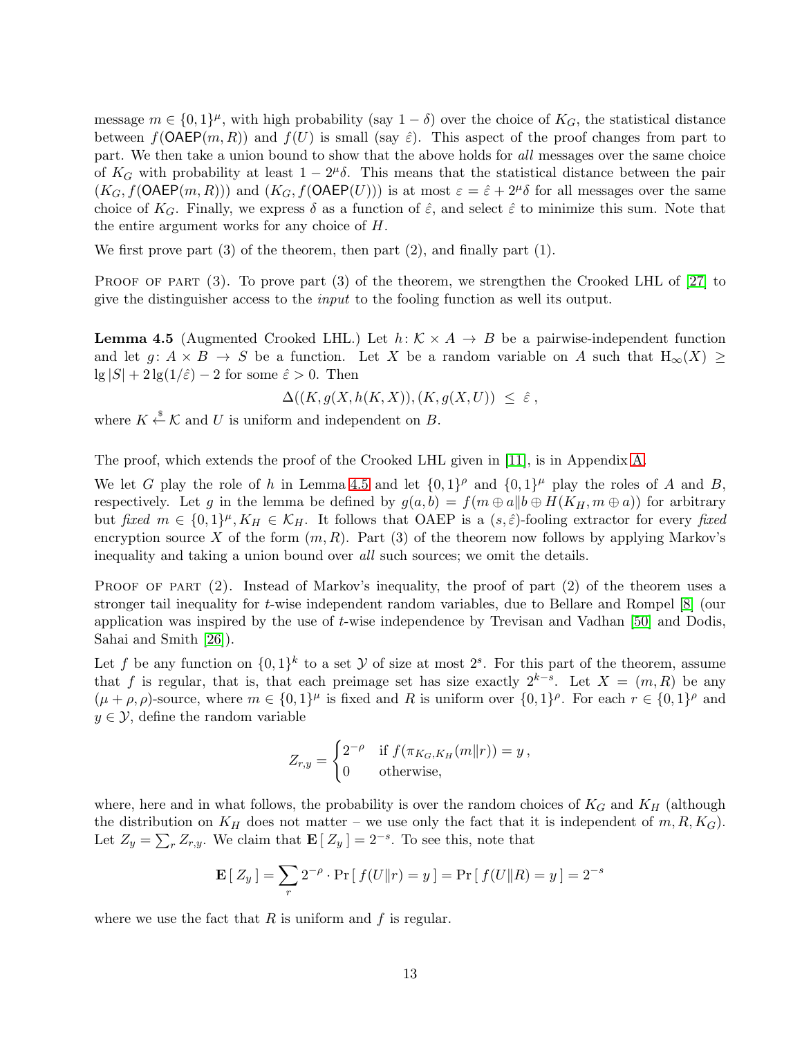message $m \in \{0,1\}^\mu$, with high probability (say $1-\delta$) over the choice of $K_G$, the statistical distance between $f(\mathsf{OAEP}(m,R))$ and $f(U)$ is small (say $\hat{\varepsilon}$). This aspect of the proof changes from part to part. We then take a union bound to show that the above holds for *all* messages over the same choice of $K_G$ with probability at least $1 - 2^\mu\delta$. This means that the statistical distance between the pair $(K_G, f(\mathsf{OAEP}(m,R)))$ and $(K_G, f(\mathsf{OAEP}(U)))$ is at most $\varepsilon = \hat{\varepsilon} + 2^\mu\delta$ for all messages over the same choice of $K_G$. Finally, we express $\delta$ as a function of $\hat{\varepsilon}$, and select $\hat{\varepsilon}$ to minimize this sum. Note that the entire argument works for any choice of $H$.

We first prove part (3) of the theorem, then part (2), and finally part (1).

Proof of part (3). To prove part (3) of the theorem, we strengthen the Crooked LHL of [27] to give the distinguisher access to the *input* to the fooling function as well its output.

**Lemma 4.5** (Augmented Crooked LHL.) Let $h \colon \mathcal{K} \times A \to B$ be a pairwise-independent function and let $g \colon A \times B \to S$ be a function. Let $X$ be a random variable on $A$ such that $\mathrm{H}_\infty(X) \geq \lg|S| + 2\lg(1/\hat{\varepsilon}) - 2$ for some $\hat{\varepsilon} > 0$. Then

$$\Delta((K, g(X, h(K,X)), (K, g(X,U)) \;\leq\; \hat{\varepsilon}\,,$$

where $K \xleftarrow{\$} \mathcal{K}$ and $U$ is uniform and independent on $B$.

The proof, which extends the proof of the Crooked LHL given in [11], is in Appendix A.

We let $G$ play the role of $h$ in Lemma 4.5 and let $\{0,1\}^\rho$ and $\{0,1\}^\mu$ play the roles of $A$ and $B$, respectively. Let $g$ in the lemma be defined by $g(a,b) = f(m \oplus a \| b \oplus H(K_H, m \oplus a))$ for arbitrary but *fixed* $m \in \{0,1\}^\mu, K_H \in \mathcal{K}_H$. It follows that OAEP is a $(s, \hat{\varepsilon})$-fooling extractor for every *fixed* encryption source $X$ of the form $(m, R)$. Part (3) of the theorem now follows by applying Markov's inequality and taking a union bound over *all* such sources; we omit the details.

Proof of part (2). Instead of Markov's inequality, the proof of part (2) of the theorem uses a stronger tail inequality for $t$-wise independent random variables, due to Bellare and Rompel [8] (our application was inspired by the use of $t$-wise independence by Trevisan and Vadhan [50] and Dodis, Sahai and Smith [26]).

Let $f$ be any function on $\{0,1\}^k$ to a set $\mathcal{Y}$ of size at most $2^s$. For this part of the theorem, assume that $f$ is regular, that is, that each preimage set has size exactly $2^{k-s}$. Let $X = (m, R)$ be any $(\mu+\rho, \rho)$-source, where $m \in \{0,1\}^\mu$ is fixed and $R$ is uniform over $\{0,1\}^\rho$. For each $r \in \{0,1\}^\rho$ and $y \in \mathcal{Y}$, define the random variable

$$Z_{r,y} = \begin{cases} 2^{-\rho} & \text{if } f(\pi_{K_G,K_H}(m\|r)) = y\,, \\ 0 & \text{otherwise,} \end{cases}$$

where, here and in what follows, the probability is over the random choices of $K_G$ and $K_H$ (although the distribution on $K_H$ does not matter – we use only the fact that it is independent of $m, R, K_G$). Let $Z_y = \sum_r Z_{r,y}$. We claim that $\mathbf{E}[\, Z_y \,] = 2^{-s}$. To see this, note that

$$\mathbf{E}[\, Z_y \,] = \sum_r 2^{-\rho} \cdot \Pr[\, f(U\|r) = y \,] = \Pr[\, f(U\|R) = y \,] = 2^{-s}$$

where we use the fact that $R$ is uniform and $f$ is regular.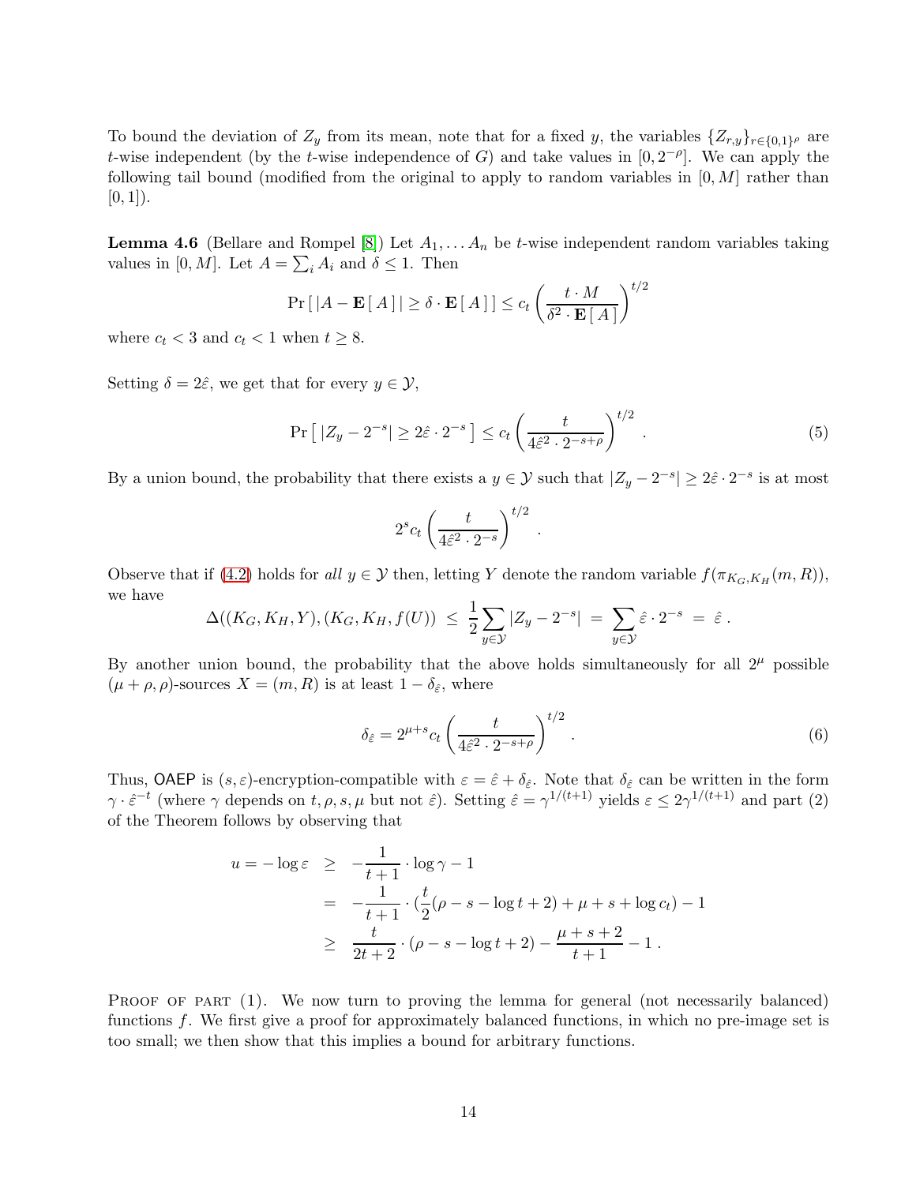To bound the deviation of $Z_y$ from its mean, note that for a fixed $y$, the variables $\{Z_{r,y}\}_{r\in\{0,1\}^\rho}$ are $t$-wise independent (by the $t$-wise independence of $G$) and take values in $[0, 2^{-\rho}]$. We can apply the following tail bound (modified from the original to apply to random variables in $[0, M]$ rather than $[0, 1]$).

**Lemma 4.6** (Bellare and Rompel [8]) Let $A_1, \ldots A_n$ be $t$-wise independent random variables taking values in $[0, M]$. Let $A = \sum_i A_i$ and $\delta \leq 1$. Then

$$\Pr[\,|A - \mathbf{E}[\,A\,]\,| \geq \delta \cdot \mathbf{E}[\,A\,]\,] \leq c_t \left(\frac{t \cdot M}{\delta^2 \cdot \mathbf{E}[\,A\,]}\right)^{t/2}$$

where $c_t < 3$ and $c_t < 1$ when $t \geq 8$.

Setting $\delta = 2\hat{\varepsilon}$, we get that for every $y \in \mathcal{Y}$,

$$\Pr\left[\,|Z_y - 2^{-s}| \geq 2\hat{\varepsilon} \cdot 2^{-s}\,\right] \leq c_t \left(\frac{t}{4\hat{\varepsilon}^2 \cdot 2^{-s+\rho}}\right)^{t/2} \quad . \tag{5}$$

By a union bound, the probability that there exists a $y \in \mathcal{Y}$ such that $|Z_y - 2^{-s}| \geq 2\hat{\varepsilon} \cdot 2^{-s}$ is at most

$$2^s c_t \left(\frac{t}{4\hat{\varepsilon}^2 \cdot 2^{-s}}\right)^{t/2} \quad .$$

Observe that if (4.2) holds for *all* $y \in \mathcal{Y}$ then, letting $Y$ denote the random variable $f(\pi_{K_G,K_H}(m, R))$, we have

$$\Delta((K_G, K_H, Y), (K_G, K_H, f(U)) \;\leq\; \frac{1}{2}\sum_{y\in\mathcal{Y}} |Z_y - 2^{-s}| \;=\; \sum_{y\in\mathcal{Y}} \hat{\varepsilon} \cdot 2^{-s} \;=\; \hat{\varepsilon}\,.$$

By another union bound, the probability that the above holds simultaneously for all $2^\mu$ possible $(\mu + \rho, \rho)$-sources $X = (m, R)$ is at least $1 - \delta_{\hat{\varepsilon}}$, where

$$\delta_{\hat{\varepsilon}} = 2^{\mu+s} c_t \left(\frac{t}{4\hat{\varepsilon}^2 \cdot 2^{-s+\rho}}\right)^{t/2} \quad . \tag{6}$$

Thus, OAEP is $(s, \varepsilon)$-encryption-compatible with $\varepsilon = \hat{\varepsilon} + \delta_{\hat{\varepsilon}}$. Note that $\delta_{\hat{\varepsilon}}$ can be written in the form $\gamma \cdot \hat{\varepsilon}^{-t}$ (where $\gamma$ depends on $t, \rho, s, \mu$ but not $\hat{\varepsilon}$). Setting $\hat{\varepsilon} = \gamma^{1/(t+1)}$ yields $\varepsilon \leq 2\gamma^{1/(t+1)}$ and part (2) of the Theorem follows by observing that

$$\begin{aligned}
u = -\log \varepsilon &\geq -\frac{1}{t+1} \cdot \log \gamma - 1 \\
&= -\frac{1}{t+1} \cdot (\frac{t}{2}(\rho - s - \log t + 2) + \mu + s + \log c_t) - 1 \\
&\geq \frac{t}{2t+2} \cdot (\rho - s - \log t + 2) - \frac{\mu + s + 2}{t+1} - 1\,.
\end{aligned}$$

Proof of part (1). We now turn to proving the lemma for general (not necessarily balanced) functions $f$. We first give a proof for approximately balanced functions, in which no pre-image set is too small; we then show that this implies a bound for arbitrary functions.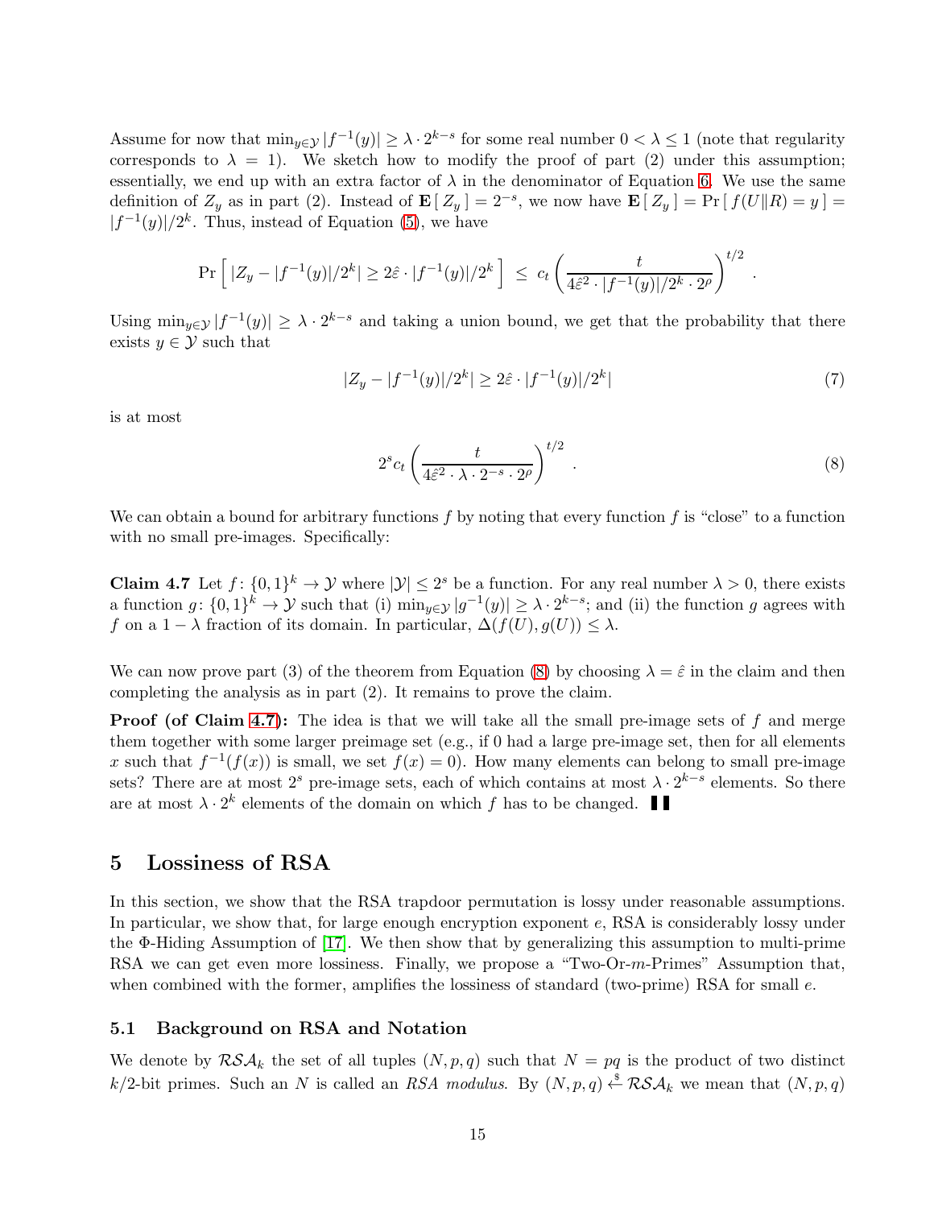Assume for now that $\min_{y \in \mathcal{Y}} |f^{-1}(y)| \geq \lambda \cdot 2^{k-s}$ for some real number $0 < \lambda \leq 1$ (note that regularity corresponds to $\lambda = 1$). We sketch how to modify the proof of part (2) under this assumption; essentially, we end up with an extra factor of $\lambda$ in the denominator of Equation 6. We use the same definition of $Z_y$ as in part (2). Instead of $\mathbf{E}[\, Z_y \,] = 2^{-s}$, we now have $\mathbf{E}[\, Z_y \,] = \Pr[\, f(U \| R) = y \,] = |f^{-1}(y)|/2^k$. Thus, instead of Equation (5), we have

$$\Pr\left[\, |Z_y - |f^{-1}(y)|/2^k| \geq 2\hat{\varepsilon} \cdot |f^{-1}(y)|/2^k \,\right] \;\leq\; c_t \left( \frac{t}{4\hat{\varepsilon}^2 \cdot |f^{-1}(y)|/2^k \cdot 2^{\rho}} \right)^{t/2} .$$

Using $\min_{y \in \mathcal{Y}} |f^{-1}(y)| \geq \lambda \cdot 2^{k-s}$ and taking a union bound, we get that the probability that there exists $y \in \mathcal{Y}$ such that

$$|Z_y - |f^{-1}(y)|/2^k| \geq 2\hat{\varepsilon} \cdot |f^{-1}(y)|/2^k| \tag{7}$$

is at most

$$2^s c_t \left( \frac{t}{4\hat{\varepsilon}^2 \cdot \lambda \cdot 2^{-s} \cdot 2^{\rho}} \right)^{t/2} . \tag{8}$$

We can obtain a bound for arbitrary functions $f$ by noting that every function $f$ is "close" to a function with no small pre-images. Specifically:

**Claim 4.7** Let $f \colon \{0,1\}^k \to \mathcal{Y}$ where $|\mathcal{Y}| \leq 2^s$ be a function. For any real number $\lambda > 0$, there exists a function $g \colon \{0,1\}^k \to \mathcal{Y}$ such that (i) $\min_{y \in \mathcal{Y}} |g^{-1}(y)| \geq \lambda \cdot 2^{k-s}$; and (ii) the function $g$ agrees with $f$ on a $1 - \lambda$ fraction of its domain. In particular, $\Delta(f(U), g(U)) \leq \lambda$.

We can now prove part (3) of the theorem from Equation (8) by choosing $\lambda = \hat{\varepsilon}$ in the claim and then completing the analysis as in part (2). It remains to prove the claim.

**Proof (of Claim 4.7):** The idea is that we will take all the small pre-image sets of $f$ and merge them together with some larger preimage set (e.g., if 0 had a large pre-image set, then for all elements $x$ such that $f^{-1}(f(x))$ is small, we set $f(x) = 0$). How many elements can belong to small pre-image sets? There are at most $2^s$ pre-image sets, each of which contains at most $\lambda \cdot 2^{k-s}$ elements. So there are at most $\lambda \cdot 2^k$ elements of the domain on which $f$ has to be changed. ∎

## 5 Lossiness of RSA

In this section, we show that the RSA trapdoor permutation is lossy under reasonable assumptions. In particular, we show that, for large enough encryption exponent $e$, RSA is considerably lossy under the Φ-Hiding Assumption of [17]. We then show that by generalizing this assumption to multi-prime RSA we can get even more lossiness. Finally, we propose a "Two-Or-$m$-Primes" Assumption that, when combined with the former, amplifies the lossiness of standard (two-prime) RSA for small $e$.

### 5.1 Background on RSA and Notation

We denote by $\mathcal{RSA}_k$ the set of all tuples $(N, p, q)$ such that $N = pq$ is the product of two distinct $k/2$-bit primes. Such an $N$ is called an *RSA modulus*. By $(N, p, q) \xleftarrow{\$} \mathcal{RSA}_k$ we mean that $(N, p, q)$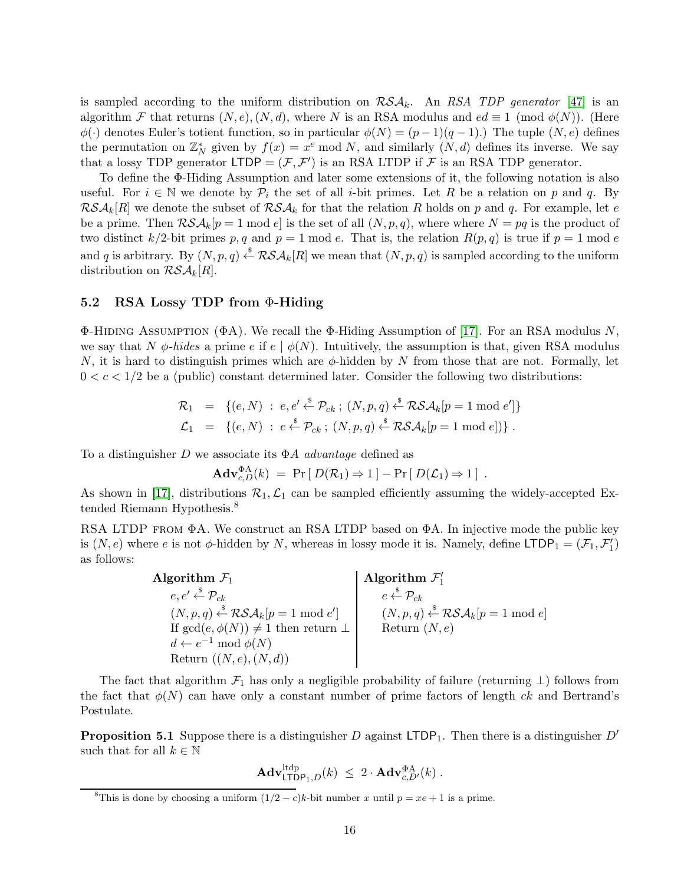is sampled according to the uniform distribution on $\mathcal{RSA}_k$. An *RSA TDP generator* [47] is an algorithm $\mathcal{F}$ that returns $(N, e), (N, d)$, where $N$ is an RSA modulus and $ed \equiv 1 \pmod{\phi(N)}$. (Here $\phi(\cdot)$ denotes Euler's totient function, so in particular $\phi(N) = (p-1)(q-1)$.) The tuple $(N, e)$ defines the permutation on $\mathbb{Z}_N^*$ given by $f(x) = x^e \bmod N$, and similarly $(N, d)$ defines its inverse. We say that a lossy TDP generator $\mathsf{LTDP} = (\mathcal{F}, \mathcal{F}')$ is an RSA LTDP if $\mathcal{F}$ is an RSA TDP generator.

To define the Φ-Hiding Assumption and later some extensions of it, the following notation is also useful. For $i \in \mathbb{N}$ we denote by $\mathcal{P}_i$ the set of all $i$-bit primes. Let $R$ be a relation on $p$ and $q$. By $\mathcal{RSA}_k[R]$ we denote the subset of $\mathcal{RSA}_k$ for that the relation $R$ holds on $p$ and $q$. For example, let $e$ be a prime. Then $\mathcal{RSA}_k[p = 1 \bmod e]$ is the set of all $(N, p, q)$, where where $N = pq$ is the product of two distinct $k/2$-bit primes $p, q$ and $p = 1 \bmod e$. That is, the relation $R(p, q)$ is true if $p = 1 \bmod e$ and $q$ is arbitrary. By $(N, p, q) \xleftarrow{\$} \mathcal{RSA}_k[R]$ we mean that $(N, p, q)$ is sampled according to the uniform distribution on $\mathcal{RSA}_k[R]$.

## 5.2 RSA Lossy TDP from Φ-Hiding

Φ-Hiding Assumption (ΦA). We recall the Φ-Hiding Assumption of [17]. For an RSA modulus $N$, we say that $N$ *φ-hides* a prime $e$ if $e \mid \phi(N)$. Intuitively, the assumption is that, given RSA modulus $N$, it is hard to distinguish primes which are $\phi$-hidden by $N$ from those that are not. Formally, let $0 < c < 1/2$ be a (public) constant determined later. Consider the following two distributions:

$$\begin{aligned}
\mathcal{R}_1 &= \{(e, N) \; : \; e, e' \xleftarrow{\$} \mathcal{P}_{ck} \; ; \; (N, p, q) \xleftarrow{\$} \mathcal{RSA}_k[p = 1 \bmod e']\} \\
\mathcal{L}_1 &= \{(e, N) \; : \; e \xleftarrow{\$} \mathcal{P}_{ck} \; ; \; (N, p, q) \xleftarrow{\$} \mathcal{RSA}_k[p = 1 \bmod e])\} \; .
\end{aligned}$$

To a distinguisher $D$ we associate its $\Phi A$ *advantage* defined as

$$\mathbf{Adv}^{\Phi\mathrm{A}}_{c,D}(k) \; = \; \Pr[\, D(\mathcal{R}_1) \Rightarrow 1 \,] - \Pr[\, D(\mathcal{L}_1) \Rightarrow 1 \,] \; .$$

As shown in [17], distributions $\mathcal{R}_1, \mathcal{L}_1$ can be sampled efficiently assuming the widely-accepted Extended Riemann Hypothesis.[8]

RSA LTDP from ΦA. We construct an RSA LTDP based on ΦA. In injective mode the public key is $(N, e)$ where $e$ is not $\phi$-hidden by $N$, whereas in lossy mode it is. Namely, define $\mathsf{LTDP}_1 = (\mathcal{F}_1, \mathcal{F}_1')$ as follows:

| **Algorithm $\mathcal{F}_1$** | **Algorithm $\mathcal{F}_1'$** |
|---|---|
| $e, e' \xleftarrow{\$} \mathcal{P}_{ck}$ | $e \xleftarrow{\$} \mathcal{P}_{ck}$ |
| $(N, p, q) \xleftarrow{\$} \mathcal{RSA}_k[p = 1 \bmod e']$ | $(N, p, q) \xleftarrow{\$} \mathcal{RSA}_k[p = 1 \bmod e]$ |
| If $\gcd(e, \phi(N)) \neq 1$ then return $\perp$ | Return $(N, e)$ |
| $d \leftarrow e^{-1} \bmod \phi(N)$ | |
| Return $((N, e), (N, d))$ | |

The fact that algorithm $\mathcal{F}_1$ has only a negligible probability of failure (returning $\perp$) follows from the fact that $\phi(N)$ can have only a constant number of prime factors of length $ck$ and Bertrand's Postulate.

**Proposition 5.1** Suppose there is a distinguisher $D$ against $\mathsf{LTDP}_1$. Then there is a distinguisher $D'$ such that for all $k \in \mathbb{N}$

$$\mathbf{Adv}^{\mathrm{ltdp}}_{\mathsf{LTDP}_1, D}(k) \; \leq \; 2 \cdot \mathbf{Adv}^{\Phi\mathrm{A}}_{c,D'}(k) \; .$$

[8] This is done by choosing a uniform $(1/2 - c)k$-bit number $x$ until $p = xe + 1$ is a prime.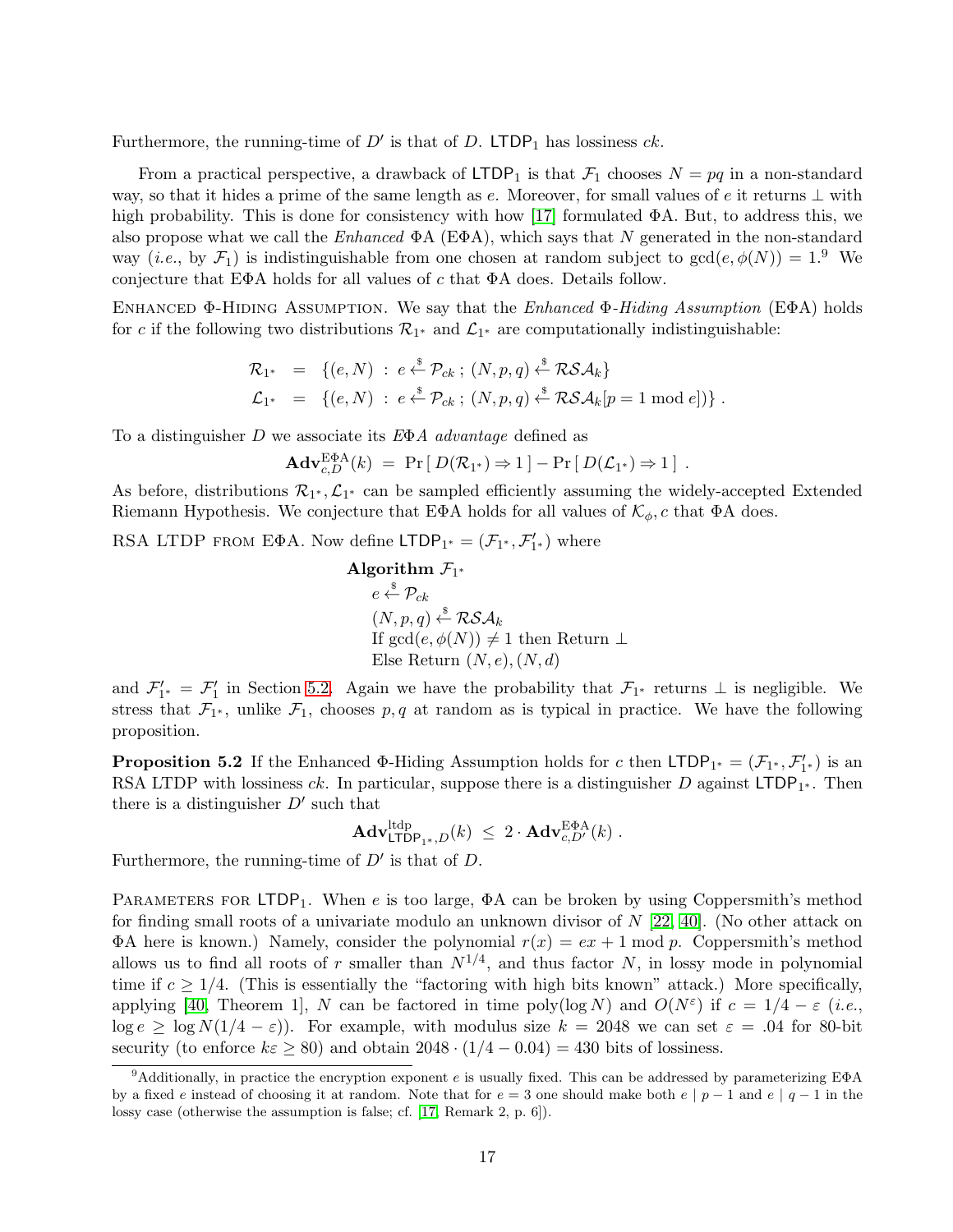Furthermore, the running-time of $D'$ is that of $D$. $\mathsf{LTDP}_1$ has lossiness $ck$.

From a practical perspective, a drawback of $\mathsf{LTDP}_1$ is that $\mathcal{F}_1$ chooses $N = pq$ in a non-standard way, so that it hides a prime of the same length as $e$. Moreover, for small values of $e$ it returns $\bot$ with high probability. This is done for consistency with how [17] formulated ΦA. But, to address this, we also propose what we call the *Enhanced* ΦA (EΦA), which says that $N$ generated in the non-standard way (*i.e.*, by $\mathcal{F}_1$) is indistinguishable from one chosen at random subject to $\gcd(e, \phi(N)) = 1$.[9] We conjecture that EΦA holds for all values of $c$ that ΦA does. Details follow.

Enhanced Φ-Hiding Assumption. We say that the *Enhanced Φ-Hiding Assumption* (EΦA) holds for $c$ if the following two distributions $\mathcal{R}_{1^*}$ and $\mathcal{L}_{1^*}$ are computationally indistinguishable:

$$\begin{aligned}
\mathcal{R}_{1^*} &= \{(e, N) \,:\, e \xleftarrow{\$} \mathcal{P}_{ck}\,;\, (N, p, q) \xleftarrow{\$} \mathcal{RSA}_k\} \\
\mathcal{L}_{1^*} &= \{(e, N) \,:\, e \xleftarrow{\$} \mathcal{P}_{ck}\,;\, (N, p, q) \xleftarrow{\$} \mathcal{RSA}_k[p = 1 \bmod e])\}\,.
\end{aligned}$$

To a distinguisher $D$ we associate its *EΦA advantage* defined as

$$\mathbf{Adv}^{\mathrm{E\Phi A}}_{c,D}(k) \;=\; \Pr\left[\, D(\mathcal{R}_{1^*}) \Rightarrow 1\,\right] - \Pr\left[\, D(\mathcal{L}_{1^*}) \Rightarrow 1\,\right]\,.$$

As before, distributions $\mathcal{R}_{1^*}, \mathcal{L}_{1^*}$ can be sampled efficiently assuming the widely-accepted Extended Riemann Hypothesis. We conjecture that EΦA holds for all values of $\mathcal{K}_\phi, c$ that ΦA does.

RSA LTDP from EΦA. Now define $\mathsf{LTDP}_{1^*} = (\mathcal{F}_{1^*}, \mathcal{F}'_{1^*})$ where

```
Algorithm F_{1*}
  e <-$ P_{ck}
  (N, p, q) <-$ RSA_k
  If gcd(e, φ(N)) ≠ 1 then Return ⊥
  Else Return (N, e), (N, d)
```

and $\mathcal{F}'_{1^*} = \mathcal{F}'_1$ in Section 5.2. Again we have the probability that $\mathcal{F}_{1^*}$ returns $\bot$ is negligible. We stress that $\mathcal{F}_{1^*}$, unlike $\mathcal{F}_1$, chooses $p, q$ at random as is typical in practice. We have the following proposition.

**Proposition 5.2** If the Enhanced Φ-Hiding Assumption holds for $c$ then $\mathsf{LTDP}_{1^*} = (\mathcal{F}_{1^*}, \mathcal{F}'_{1^*})$ is an RSA LTDP with lossiness $ck$. In particular, suppose there is a distinguisher $D$ against $\mathsf{LTDP}_{1^*}$. Then there is a distinguisher $D'$ such that

$$\mathbf{Adv}^{\mathrm{ltdp}}_{\mathsf{LTDP}_{1^*},D}(k) \;\le\; 2 \cdot \mathbf{Adv}^{\mathrm{E\Phi A}}_{c,D'}(k)\,.$$

Furthermore, the running-time of $D'$ is that of $D$.

Parameters for $\mathsf{LTDP}_1$. When $e$ is too large, ΦA can be broken by using Coppersmith's method for finding small roots of a univariate modulo an unknown divisor of $N$ [22, 40]. (No other attack on ΦA here is known.) Namely, consider the polynomial $r(x) = ex + 1 \bmod p$. Coppersmith's method allows us to find all roots of $r$ smaller than $N^{1/4}$, and thus factor $N$, in lossy mode in polynomial time if $c \ge 1/4$. (This is essentially the "factoring with high bits known" attack.) More specifically, applying [40, Theorem 1], $N$ can be factored in time $\mathrm{poly}(\log N)$ and $O(N^\varepsilon)$ if $c = 1/4 - \varepsilon$ (*i.e.*, $\log e \ge \log N(1/4 - \varepsilon)$). For example, with modulus size $k = 2048$ we can set $\varepsilon = .04$ for 80-bit security (to enforce $k\varepsilon \ge 80$) and obtain $2048 \cdot (1/4 - 0.04) = 430$ bits of lossiness.

[9] Additionally, in practice the encryption exponent $e$ is usually fixed. This can be addressed by parameterizing EΦA by a fixed $e$ instead of choosing it at random. Note that for $e = 3$ one should make both $e \mid p - 1$ and $e \mid q - 1$ in the lossy case (otherwise the assumption is false; cf. [17, Remark 2, p. 6]).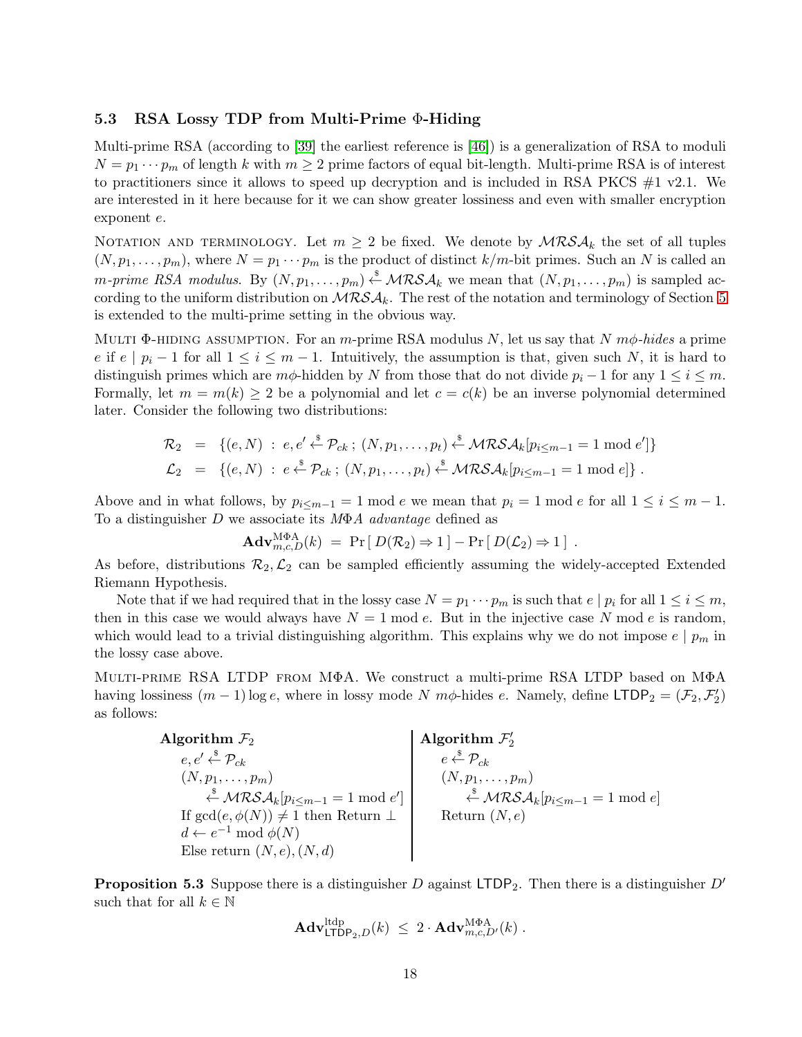### 5.3 RSA Lossy TDP from Multi-Prime Φ-Hiding

Multi-prime RSA (according to [39] the earliest reference is [46]) is a generalization of RSA to moduli $N = p_1 \cdots p_m$ of length $k$ with $m \geq 2$ prime factors of equal bit-length. Multi-prime RSA is of interest to practitioners since it allows to speed up decryption and is included in RSA PKCS #1 v2.1. We are interested in it here because for it we can show greater lossiness and even with smaller encryption exponent $e$.

Notation and terminology. Let $m \geq 2$ be fixed. We denote by $\mathcal{MRSA}_k$ the set of all tuples $(N, p_1, \ldots, p_m)$, where $N = p_1 \cdots p_m$ is the product of distinct $k/m$-bit primes. Such an $N$ is called an *m-prime RSA modulus*. By $(N, p_1, \ldots, p_m) \stackrel{\$}{\leftarrow} \mathcal{MRSA}_k$ we mean that $(N, p_1, \ldots, p_m)$ is sampled according to the uniform distribution on $\mathcal{MRSA}_k$. The rest of the notation and terminology of Section 5 is extended to the multi-prime setting in the obvious way.

Multi Φ-hiding assumption. For an $m$-prime RSA modulus $N$, let us say that $N$ *mϕ-hides* a prime $e$ if $e \mid p_i - 1$ for all $1 \leq i \leq m-1$. Intuitively, the assumption is that, given such $N$, it is hard to distinguish primes which are $m\phi$-hidden by $N$ from those that do not divide $p_i - 1$ for any $1 \leq i \leq m$. Formally, let $m = m(k) \geq 2$ be a polynomial and let $c = c(k)$ be an inverse polynomial determined later. Consider the following two distributions:

$$
\begin{aligned}
\mathcal{R}_2 &= \{(e, N) \,:\, e, e' \stackrel{\$}{\leftarrow} \mathcal{P}_{ck} \,;\, (N, p_1, \ldots, p_t) \stackrel{\$}{\leftarrow} \mathcal{MRSA}_k[p_{i \leq m-1} = 1 \bmod e']\} \\
\mathcal{L}_2 &= \{(e, N) \,:\, e \stackrel{\$}{\leftarrow} \mathcal{P}_{ck} \,;\, (N, p_1, \ldots, p_t) \stackrel{\$}{\leftarrow} \mathcal{MRSA}_k[p_{i \leq m-1} = 1 \bmod e]\} \,.
\end{aligned}
$$

Above and in what follows, by $p_{i \leq m-1} = 1 \bmod e$ we mean that $p_i = 1 \bmod e$ for all $1 \leq i \leq m-1$. To a distinguisher $D$ we associate its *MΦA advantage* defined as

$$
\mathbf{Adv}^{\mathrm{M\Phi A}}_{m,c,D}(k) \;=\; \Pr\left[\, D(\mathcal{R}_2) \Rightarrow 1 \,\right] - \Pr\left[\, D(\mathcal{L}_2) \Rightarrow 1 \,\right] \,.
$$

As before, distributions $\mathcal{R}_2, \mathcal{L}_2$ can be sampled efficiently assuming the widely-accepted Extended Riemann Hypothesis.

Note that if we had required that in the lossy case $N = p_1 \cdots p_m$ is such that $e \mid p_i$ for all $1 \leq i \leq m$, then in this case we would always have $N = 1 \bmod e$. But in the injective case $N \bmod e$ is random, which would lead to a trivial distinguishing algorithm. This explains why we do not impose $e \mid p_m$ in the lossy case above.

Multi-prime RSA LTDP from MΦA. We construct a multi-prime RSA LTDP based on MΦA having lossiness $(m-1)\log e$, where in lossy mode $N$ $m\phi$-hides $e$. Namely, define $\mathsf{LTDP}_2 = (\mathcal{F}_2, \mathcal{F}'_2)$ as follows:

```
Algorithm F_2
  e, e' <-$ P_ck
  (N, p_1, ..., p_m)
      <-$ MRSA_k[p_{i<=m-1} = 1 mod e']
  If gcd(e, φ(N)) ≠ 1 then Return ⊥
  d <- e^{-1} mod φ(N)
  Else return (N, e), (N, d)

Algorithm F'_2
  e <-$ P_ck
  (N, p_1, ..., p_m)
      <-$ MRSA_k[p_{i<=m-1} = 1 mod e]
  Return (N, e)
```

**Proposition 5.3** Suppose there is a distinguisher $D$ against $\mathsf{LTDP}_2$. Then there is a distinguisher $D'$ such that for all $k \in \mathbb{N}$

$$
\mathbf{Adv}^{\mathrm{ltdp}}_{\mathsf{LTDP}_2,D}(k) \;\leq\; 2 \cdot \mathbf{Adv}^{\mathrm{M\Phi A}}_{m,c,D'}(k) \,.
$$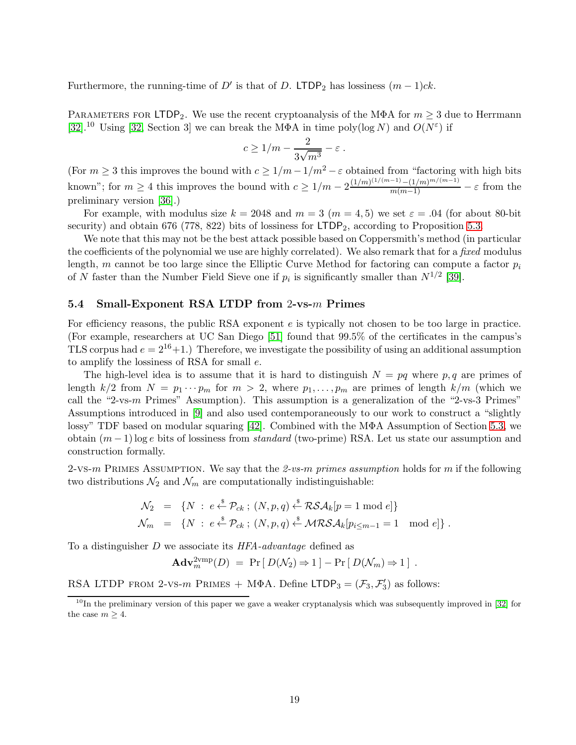Furthermore, the running-time of $D'$ is that of $D$. $\mathsf{LTDP}_2$ has lossiness $(m-1)ck$.

Parameters for $\mathsf{LTDP}_2$. We use the recent cryptoanalysis of the MΦA for $m \geq 3$ due to Herrmann [32].[10] Using [32, Section 3] we can break the MΦA in time poly$(\log N)$ and $O(N^\varepsilon)$ if

$$c \geq 1/m - \frac{2}{3\sqrt{m^3}} - \varepsilon \, .$$

(For $m \geq 3$ this improves the bound with $c \geq 1/m - 1/m^2 - \varepsilon$ obtained from "factoring with high bits known"; for $m \geq 4$ this improves the bound with $c \geq 1/m - 2\frac{(1/m)^{(1/(m-1)} - (1/m)^{m/(m-1)}}{m(m-1)} - \varepsilon$ from the preliminary version [36].)

For example, with modulus size $k = 2048$ and $m = 3$ ($m = 4, 5$) we set $\varepsilon = .04$ (for about 80-bit security) and obtain 676 (778, 822) bits of lossiness for $\mathsf{LTDP}_2$, according to Proposition 5.3.

We note that this may not be the best attack possible based on Coppersmith's method (in particular the coefficients of the polynomial we use are highly correlated). We also remark that for a *fixed* modulus length, $m$ cannot be too large since the Elliptic Curve Method for factoring can compute a factor $p_i$ of $N$ faster than the Number Field Sieve one if $p_i$ is significantly smaller than $N^{1/2}$ [39].

### 5.4 Small-Exponent RSA LTDP from 2-vs-$m$ Primes

For efficiency reasons, the public RSA exponent $e$ is typically not chosen to be too large in practice. (For example, researchers at UC San Diego [51] found that 99.5% of the certificates in the campus's TLS corpus had $e = 2^{16}+1$.) Therefore, we investigate the possibility of using an additional assumption to amplify the lossiness of RSA for small $e$.

The high-level idea is to assume that it is hard to distinguish $N = pq$ where $p, q$ are primes of length $k/2$ from $N = p_1 \cdots p_m$ for $m > 2$, where $p_1, \ldots, p_m$ are primes of length $k/m$ (which we call the "2-vs-$m$ Primes" Assumption). This assumption is a generalization of the "2-vs-3 Primes" Assumptions introduced in [9] and also used contemporaneously to our work to construct a "slightly lossy" TDF based on modular squaring [42]. Combined with the MΦA Assumption of Section 5.3, we obtain $(m-1)\log e$ bits of lossiness from *standard* (two-prime) RSA. Let us state our assumption and construction formally.

2-vs-$m$ Primes Assumption. We say that the *2-vs-$m$ primes assumption* holds for $m$ if the following two distributions $\mathcal{N}_2$ and $\mathcal{N}_m$ are computationally indistinguishable:

$$\begin{aligned}
\mathcal{N}_2 &= \{N \; : \; e \xleftarrow{\$} \mathcal{P}_{ck} \, ; \, (N, p, q) \xleftarrow{\$} \mathcal{RSA}_k[p = 1 \bmod e]\} \\
\mathcal{N}_m &= \{N \; : \; e \xleftarrow{\$} \mathcal{P}_{ck} \, ; \, (N, p, q) \xleftarrow{\$} \mathcal{MRSA}_k[p_{i \leq m-1} = 1 \mod e]\} \, .
\end{aligned}$$

To a distinguisher $D$ we associate its *HFA-advantage* defined as

$$\mathbf{Adv}_m^{\text{2vmp}}(D) \; = \; \Pr\left[\, D(\mathcal{N}_2) \Rightarrow 1 \,\right] - \Pr\left[\, D(\mathcal{N}_m) \Rightarrow 1 \,\right] \, .$$

RSA LTDP from 2-vs-$m$ Primes + MΦA. Define $\mathsf{LTDP}_3 = (\mathcal{F}_3, \mathcal{F}_3')$ as follows:

[10] In the preliminary version of this paper we gave a weaker cryptanalysis which was subsequently improved in [32] for the case $m \geq 4$.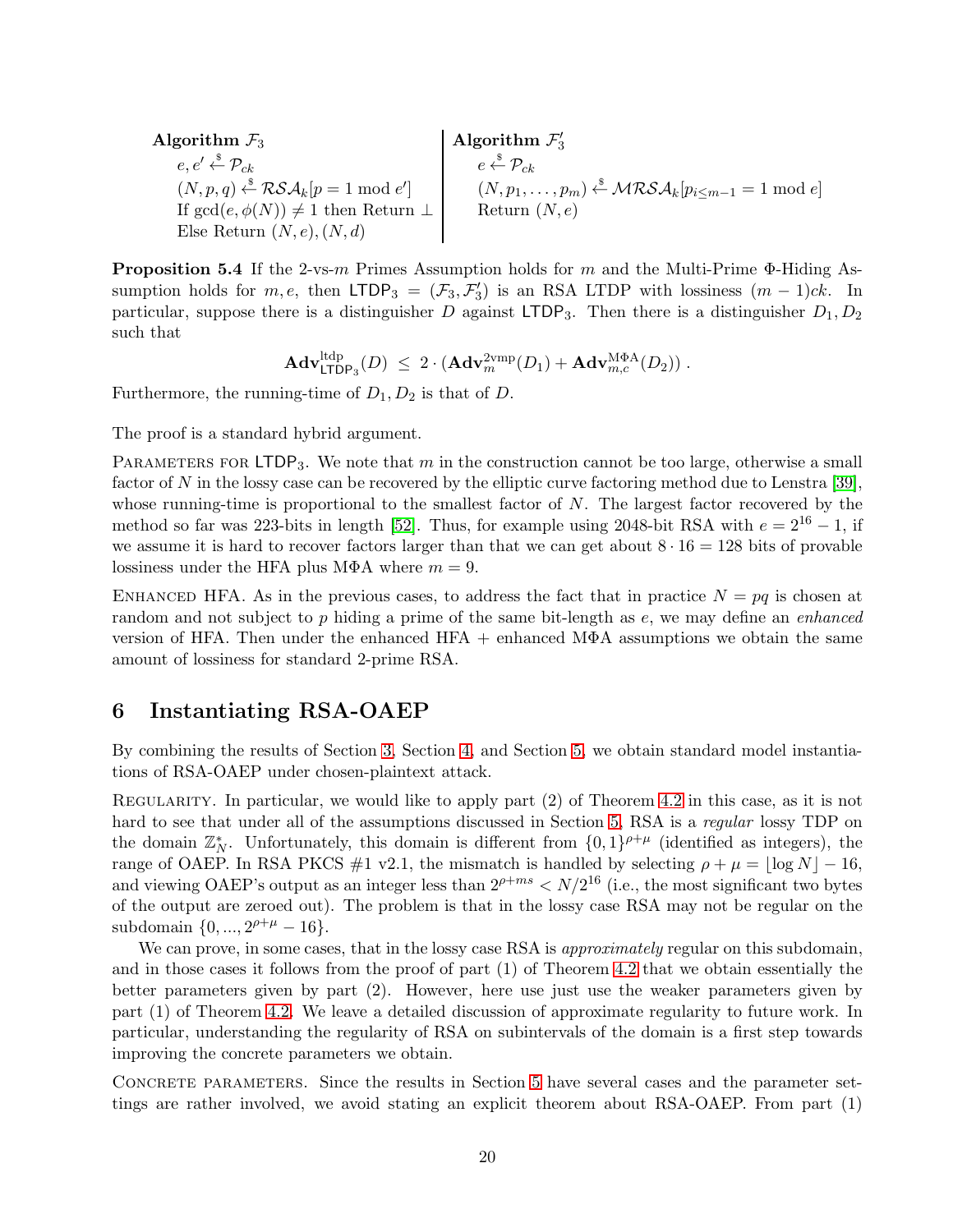**Algorithm $\mathcal{F}_3$**
$e, e' \xleftarrow{\$} \mathcal{P}_{ck}$
$(N, p, q) \xleftarrow{\$} \mathcal{RSA}_k[p = 1 \bmod e']$
If $\gcd(e, \phi(N)) \neq 1$ then Return $\perp$
Else Return $(N, e), (N, d)$

**Algorithm $\mathcal{F}'_3$**
$e \xleftarrow{\$} \mathcal{P}_{ck}$
$(N, p_1, \ldots, p_m) \xleftarrow{\$} \mathcal{MRSA}_k[p_{i \le m-1} = 1 \bmod e]$
Return $(N, e)$

**Proposition 5.4** If the 2-vs-$m$ Primes Assumption holds for $m$ and the Multi-Prime $\Phi$-Hiding Assumption holds for $m, e$, then $\mathsf{LTDP}_3 = (\mathcal{F}_3, \mathcal{F}'_3)$ is an RSA LTDP with lossiness $(m-1)ck$. In particular, suppose there is a distinguisher $D$ against $\mathsf{LTDP}_3$. Then there is a distinguisher $D_1, D_2$ such that

$$\mathbf{Adv}^{\text{ltdp}}_{\mathsf{LTDP}_3}(D) \;\le\; 2 \cdot (\mathbf{Adv}^{\text{2vmp}}_{m}(D_1) + \mathbf{Adv}^{\text{M}\Phi\text{A}}_{m,c}(D_2)) \, .$$

Furthermore, the running-time of $D_1, D_2$ is that of $D$.

The proof is a standard hybrid argument.

Parameters for $\mathsf{LTDP}_3$. We note that $m$ in the construction cannot be too large, otherwise a small factor of $N$ in the lossy case can be recovered by the elliptic curve factoring method due to Lenstra [39], whose running-time is proportional to the smallest factor of $N$. The largest factor recovered by the method so far was 223-bits in length [52]. Thus, for example using 2048-bit RSA with $e = 2^{16} - 1$, if we assume it is hard to recover factors larger than that we can get about $8 \cdot 16 = 128$ bits of provable lossiness under the HFA plus M$\Phi$A where $m = 9$.

Enhanced HFA. As in the previous cases, to address the fact that in practice $N = pq$ is chosen at random and not subject to $p$ hiding a prime of the same bit-length as $e$, we may define an *enhanced* version of HFA. Then under the enhanced HFA + enhanced M$\Phi$A assumptions we obtain the same amount of lossiness for standard 2-prime RSA.

## 6 Instantiating RSA-OAEP

By combining the results of Section 3, Section 4, and Section 5, we obtain standard model instantiations of RSA-OAEP under chosen-plaintext attack.

Regularity. In particular, we would like to apply part (2) of Theorem 4.2 in this case, as it is not hard to see that under all of the assumptions discussed in Section 5, RSA is a *regular* lossy TDP on the domain $\mathbb{Z}_N^*$. Unfortunately, this domain is different from $\{0,1\}^{\rho+\mu}$ (identified as integers), the range of OAEP. In RSA PKCS #1 v2.1, the mismatch is handled by selecting $\rho + \mu = \lfloor \log N \rfloor - 16$, and viewing OAEP's output as an integer less than $2^{\rho+ms} < N/2^{16}$ (i.e., the most significant two bytes of the output are zeroed out). The problem is that in the lossy case RSA may not be regular on the subdomain $\{0, ..., 2^{\rho+\mu} - 16\}$.

We can prove, in some cases, that in the lossy case RSA is *approximately* regular on this subdomain, and in those cases it follows from the proof of part (1) of Theorem 4.2 that we obtain essentially the better parameters given by part (2). However, here use just use the weaker parameters given by part (1) of Theorem 4.2. We leave a detailed discussion of approximate regularity to future work. In particular, understanding the regularity of RSA on subintervals of the domain is a first step towards improving the concrete parameters we obtain.

Concrete parameters. Since the results in Section 5 have several cases and the parameter settings are rather involved, we avoid stating an explicit theorem about RSA-OAEP. From part (1)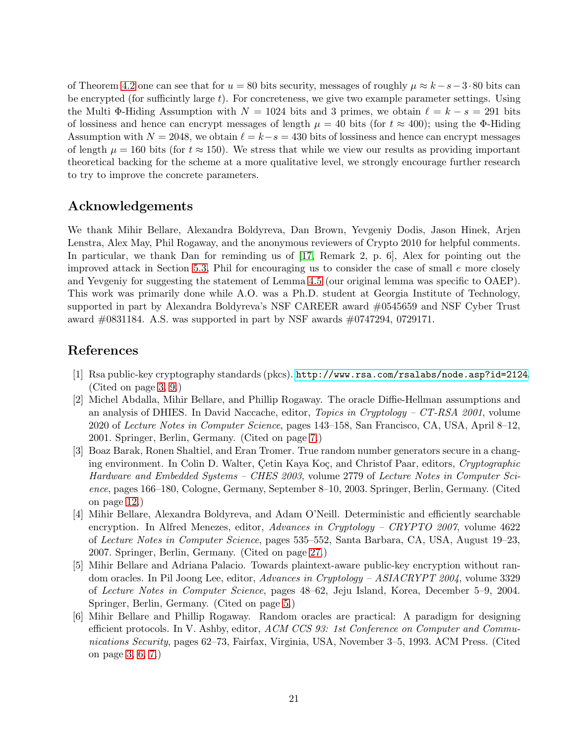of Theorem 4.2 one can see that for $u = 80$ bits security, messages of roughly $\mu \approx k - s - 3 \cdot 80$ bits can be encrypted (for sufficintly large $t$). For concreteness, we give two example parameter settings. Using the Multi Φ-Hiding Assumption with $N = 1024$ bits and 3 primes, we obtain $\ell = k - s = 291$ bits of lossiness and hence can encrypt messages of length $\mu = 40$ bits (for $t \approx 400$); using the Φ-Hiding Assumption with $N = 2048$, we obtain $\ell = k - s = 430$ bits of lossiness and hence can encrypt messages of length $\mu = 160$ bits (for $t \approx 150$). We stress that while we view our results as providing important theoretical backing for the scheme at a more qualitative level, we strongly encourage further research to try to improve the concrete parameters.

## Acknowledgements

We thank Mihir Bellare, Alexandra Boldyreva, Dan Brown, Yevgeniy Dodis, Jason Hinek, Arjen Lenstra, Alex May, Phil Rogaway, and the anonymous reviewers of Crypto 2010 for helpful comments. In particular, we thank Dan for reminding us of [17, Remark 2, p. 6], Alex for pointing out the improved attack in Section 5.3, Phil for encouraging us to consider the case of small $e$ more closely and Yevgeniy for suggesting the statement of Lemma 4.5 (our original lemma was specific to OAEP). This work was primarily done while A.O. was a Ph.D. student at Georgia Institute of Technology, supported in part by Alexandra Boldyreva's NSF CAREER award #0545659 and NSF Cyber Trust award #0831184. A.S. was supported in part by NSF awards #0747294, 0729171.

## References

[1] Rsa public-key cryptography standards (pkcs). `http://www.rsa.com/rsalabs/node.asp?id=2124`. (Cited on page 3, 9.)

[2] Michel Abdalla, Mihir Bellare, and Phillip Rogaway. The oracle Diffie-Hellman assumptions and an analysis of DHIES. In David Naccache, editor, *Topics in Cryptology – CT-RSA 2001*, volume 2020 of *Lecture Notes in Computer Science*, pages 143–158, San Francisco, CA, USA, April 8–12, 2001. Springer, Berlin, Germany. (Cited on page 7.)

[3] Boaz Barak, Ronen Shaltiel, and Eran Tromer. True random number generators secure in a changing environment. In Colin D. Walter, Çetin Kaya Koç, and Christof Paar, editors, *Cryptographic Hardware and Embedded Systems – CHES 2003*, volume 2779 of *Lecture Notes in Computer Science*, pages 166–180, Cologne, Germany, September 8–10, 2003. Springer, Berlin, Germany. (Cited on page 12.)

[4] Mihir Bellare, Alexandra Boldyreva, and Adam O'Neill. Deterministic and efficiently searchable encryption. In Alfred Menezes, editor, *Advances in Cryptology – CRYPTO 2007*, volume 4622 of *Lecture Notes in Computer Science*, pages 535–552, Santa Barbara, CA, USA, August 19–23, 2007. Springer, Berlin, Germany. (Cited on page 27.)

[5] Mihir Bellare and Adriana Palacio. Towards plaintext-aware public-key encryption without random oracles. In Pil Joong Lee, editor, *Advances in Cryptology – ASIACRYPT 2004*, volume 3329 of *Lecture Notes in Computer Science*, pages 48–62, Jeju Island, Korea, December 5–9, 2004. Springer, Berlin, Germany. (Cited on page 5.)

[6] Mihir Bellare and Phillip Rogaway. Random oracles are practical: A paradigm for designing efficient protocols. In V. Ashby, editor, *ACM CCS 93: 1st Conference on Computer and Communications Security*, pages 62–73, Fairfax, Virginia, USA, November 3–5, 1993. ACM Press. (Cited on page 3, 6, 7.)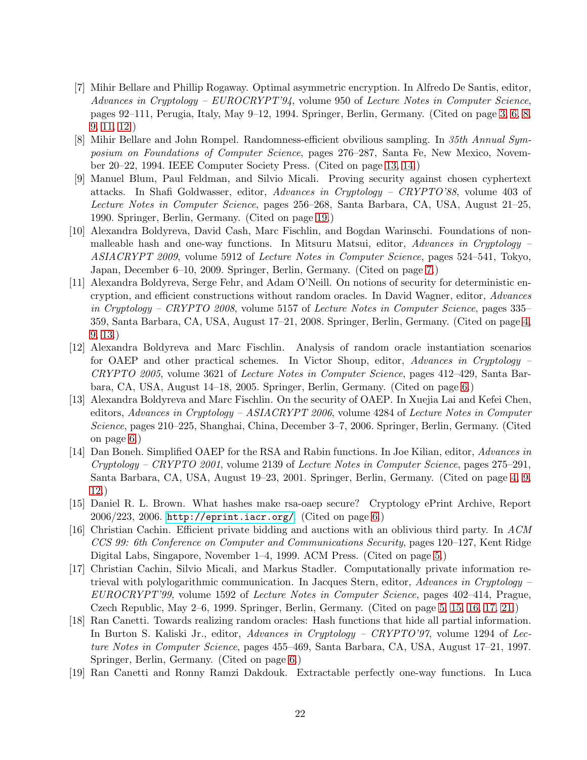[7] Mihir Bellare and Phillip Rogaway. Optimal asymmetric encryption. In Alfredo De Santis, editor, *Advances in Cryptology – EUROCRYPT'94*, volume 950 of *Lecture Notes in Computer Science*, pages 92–111, Perugia, Italy, May 9–12, 1994. Springer, Berlin, Germany. (Cited on page 3, 6, 8, 9, 11, 12.)

[8] Mihir Bellare and John Rompel. Randomness-efficient obvilious sampling. In *35th Annual Symposium on Foundations of Computer Science*, pages 276–287, Santa Fe, New Mexico, November 20–22, 1994. IEEE Computer Society Press. (Cited on page 13, 14.)

[9] Manuel Blum, Paul Feldman, and Silvio Micali. Proving security against chosen cyphertext attacks. In Shafi Goldwasser, editor, *Advances in Cryptology – CRYPTO'88*, volume 403 of *Lecture Notes in Computer Science*, pages 256–268, Santa Barbara, CA, USA, August 21–25, 1990. Springer, Berlin, Germany. (Cited on page 19.)

[10] Alexandra Boldyreva, David Cash, Marc Fischlin, and Bogdan Warinschi. Foundations of non-malleable hash and one-way functions. In Mitsuru Matsui, editor, *Advances in Cryptology – ASIACRYPT 2009*, volume 5912 of *Lecture Notes in Computer Science*, pages 524–541, Tokyo, Japan, December 6–10, 2009. Springer, Berlin, Germany. (Cited on page 7.)

[11] Alexandra Boldyreva, Serge Fehr, and Adam O'Neill. On notions of security for deterministic encryption, and efficient constructions without random oracles. In David Wagner, editor, *Advances in Cryptology – CRYPTO 2008*, volume 5157 of *Lecture Notes in Computer Science*, pages 335–359, Santa Barbara, CA, USA, August 17–21, 2008. Springer, Berlin, Germany. (Cited on page 4, 9, 13.)

[12] Alexandra Boldyreva and Marc Fischlin. Analysis of random oracle instantiation scenarios for OAEP and other practical schemes. In Victor Shoup, editor, *Advances in Cryptology – CRYPTO 2005*, volume 3621 of *Lecture Notes in Computer Science*, pages 412–429, Santa Barbara, CA, USA, August 14–18, 2005. Springer, Berlin, Germany. (Cited on page 6.)

[13] Alexandra Boldyreva and Marc Fischlin. On the security of OAEP. In Xuejia Lai and Kefei Chen, editors, *Advances in Cryptology – ASIACRYPT 2006*, volume 4284 of *Lecture Notes in Computer Science*, pages 210–225, Shanghai, China, December 3–7, 2006. Springer, Berlin, Germany. (Cited on page 6.)

[14] Dan Boneh. Simplified OAEP for the RSA and Rabin functions. In Joe Kilian, editor, *Advances in Cryptology – CRYPTO 2001*, volume 2139 of *Lecture Notes in Computer Science*, pages 275–291, Santa Barbara, CA, USA, August 19–23, 2001. Springer, Berlin, Germany. (Cited on page 4, 9, 12.)

[15] Daniel R. L. Brown. What hashes make rsa-oaep secure? Cryptology ePrint Archive, Report 2006/223, 2006. `http://eprint.iacr.org/`. (Cited on page 6.)

[16] Christian Cachin. Efficient private bidding and auctions with an oblivious third party. In *ACM CCS 99: 6th Conference on Computer and Communications Security*, pages 120–127, Kent Ridge Digital Labs, Singapore, November 1–4, 1999. ACM Press. (Cited on page 5.)

[17] Christian Cachin, Silvio Micali, and Markus Stadler. Computationally private information retrieval with polylogarithmic communication. In Jacques Stern, editor, *Advances in Cryptology – EUROCRYPT'99*, volume 1592 of *Lecture Notes in Computer Science*, pages 402–414, Prague, Czech Republic, May 2–6, 1999. Springer, Berlin, Germany. (Cited on page 5, 15, 16, 17, 21.)

[18] Ran Canetti. Towards realizing random oracles: Hash functions that hide all partial information. In Burton S. Kaliski Jr., editor, *Advances in Cryptology – CRYPTO'97*, volume 1294 of *Lecture Notes in Computer Science*, pages 455–469, Santa Barbara, CA, USA, August 17–21, 1997. Springer, Berlin, Germany. (Cited on page 6.)

[19] Ran Canetti and Ronny Ramzi Dakdouk. Extractable perfectly one-way functions. In Luca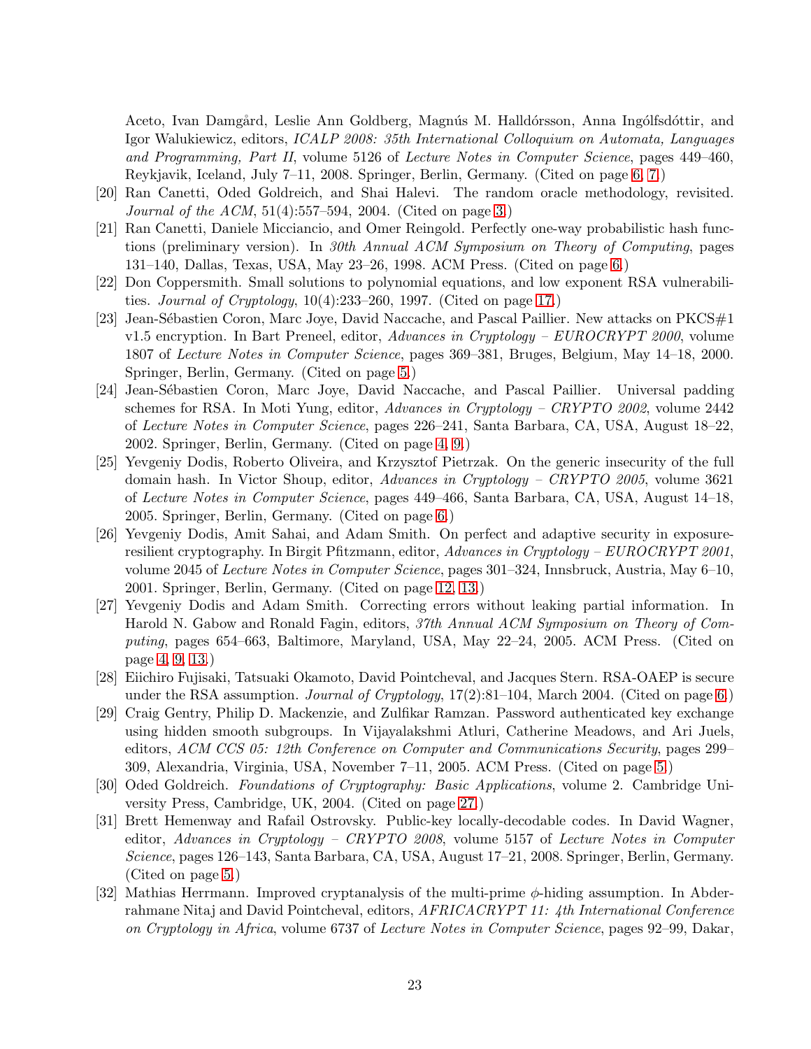Aceto, Ivan Damgård, Leslie Ann Goldberg, Magnús M. Halldórsson, Anna Ingólfsdóttir, and Igor Walukiewicz, editors, *ICALP 2008: 35th International Colloquium on Automata, Languages and Programming, Part II*, volume 5126 of *Lecture Notes in Computer Science*, pages 449–460, Reykjavik, Iceland, July 7–11, 2008. Springer, Berlin, Germany. (Cited on page 6, 7.)

[20] Ran Canetti, Oded Goldreich, and Shai Halevi. The random oracle methodology, revisited. *Journal of the ACM*, 51(4):557–594, 2004. (Cited on page 3.)

[21] Ran Canetti, Daniele Micciancio, and Omer Reingold. Perfectly one-way probabilistic hash functions (preliminary version). In *30th Annual ACM Symposium on Theory of Computing*, pages 131–140, Dallas, Texas, USA, May 23–26, 1998. ACM Press. (Cited on page 6.)

[22] Don Coppersmith. Small solutions to polynomial equations, and low exponent RSA vulnerabilities. *Journal of Cryptology*, 10(4):233–260, 1997. (Cited on page 17.)

[23] Jean-Sébastien Coron, Marc Joye, David Naccache, and Pascal Paillier. New attacks on PKCS#1 v1.5 encryption. In Bart Preneel, editor, *Advances in Cryptology – EUROCRYPT 2000*, volume 1807 of *Lecture Notes in Computer Science*, pages 369–381, Bruges, Belgium, May 14–18, 2000. Springer, Berlin, Germany. (Cited on page 5.)

[24] Jean-Sébastien Coron, Marc Joye, David Naccache, and Pascal Paillier. Universal padding schemes for RSA. In Moti Yung, editor, *Advances in Cryptology – CRYPTO 2002*, volume 2442 of *Lecture Notes in Computer Science*, pages 226–241, Santa Barbara, CA, USA, August 18–22, 2002. Springer, Berlin, Germany. (Cited on page 4, 9.)

[25] Yevgeniy Dodis, Roberto Oliveira, and Krzysztof Pietrzak. On the generic insecurity of the full domain hash. In Victor Shoup, editor, *Advances in Cryptology – CRYPTO 2005*, volume 3621 of *Lecture Notes in Computer Science*, pages 449–466, Santa Barbara, CA, USA, August 14–18, 2005. Springer, Berlin, Germany. (Cited on page 6.)

[26] Yevgeniy Dodis, Amit Sahai, and Adam Smith. On perfect and adaptive security in exposure-resilient cryptography. In Birgit Pfitzmann, editor, *Advances in Cryptology – EUROCRYPT 2001*, volume 2045 of *Lecture Notes in Computer Science*, pages 301–324, Innsbruck, Austria, May 6–10, 2001. Springer, Berlin, Germany. (Cited on page 12, 13.)

[27] Yevgeniy Dodis and Adam Smith. Correcting errors without leaking partial information. In Harold N. Gabow and Ronald Fagin, editors, *37th Annual ACM Symposium on Theory of Computing*, pages 654–663, Baltimore, Maryland, USA, May 22–24, 2005. ACM Press. (Cited on page 4, 9, 13.)

[28] Eiichiro Fujisaki, Tatsuaki Okamoto, David Pointcheval, and Jacques Stern. RSA-OAEP is secure under the RSA assumption. *Journal of Cryptology*, 17(2):81–104, March 2004. (Cited on page 6.)

[29] Craig Gentry, Philip D. Mackenzie, and Zulfikar Ramzan. Password authenticated key exchange using hidden smooth subgroups. In Vijayalakshmi Atluri, Catherine Meadows, and Ari Juels, editors, *ACM CCS 05: 12th Conference on Computer and Communications Security*, pages 299–309, Alexandria, Virginia, USA, November 7–11, 2005. ACM Press. (Cited on page 5.)

[30] Oded Goldreich. *Foundations of Cryptography: Basic Applications*, volume 2. Cambridge University Press, Cambridge, UK, 2004. (Cited on page 27.)

[31] Brett Hemenway and Rafail Ostrovsky. Public-key locally-decodable codes. In David Wagner, editor, *Advances in Cryptology – CRYPTO 2008*, volume 5157 of *Lecture Notes in Computer Science*, pages 126–143, Santa Barbara, CA, USA, August 17–21, 2008. Springer, Berlin, Germany. (Cited on page 5.)

[32] Mathias Herrmann. Improved cryptanalysis of the multi-prime $\phi$-hiding assumption. In Abderrahmane Nitaj and David Pointcheval, editors, *AFRICACRYPT 11: 4th International Conference on Cryptology in Africa*, volume 6737 of *Lecture Notes in Computer Science*, pages 92–99, Dakar,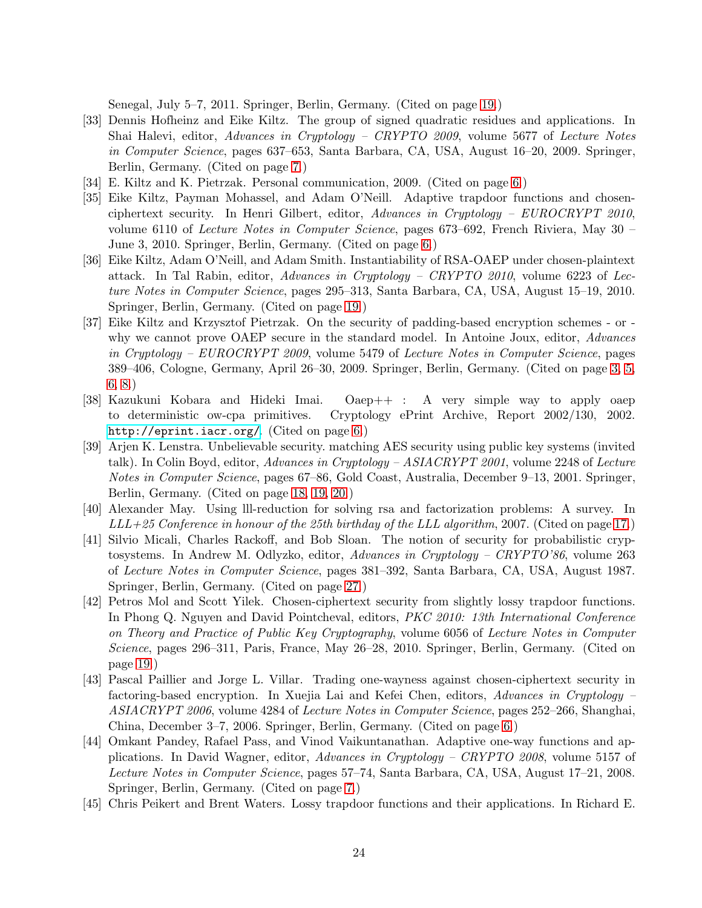Senegal, July 5–7, 2011. Springer, Berlin, Germany. (Cited on page 19.)

[33] Dennis Hofheinz and Eike Kiltz. The group of signed quadratic residues and applications. In Shai Halevi, editor, *Advances in Cryptology – CRYPTO 2009*, volume 5677 of *Lecture Notes in Computer Science*, pages 637–653, Santa Barbara, CA, USA, August 16–20, 2009. Springer, Berlin, Germany. (Cited on page 7.)

[34] E. Kiltz and K. Pietrzak. Personal communication, 2009. (Cited on page 6.)

[35] Eike Kiltz, Payman Mohassel, and Adam O'Neill. Adaptive trapdoor functions and chosen-ciphertext security. In Henri Gilbert, editor, *Advances in Cryptology – EUROCRYPT 2010*, volume 6110 of *Lecture Notes in Computer Science*, pages 673–692, French Riviera, May 30 – June 3, 2010. Springer, Berlin, Germany. (Cited on page 6.)

[36] Eike Kiltz, Adam O'Neill, and Adam Smith. Instantiability of RSA-OAEP under chosen-plaintext attack. In Tal Rabin, editor, *Advances in Cryptology – CRYPTO 2010*, volume 6223 of *Lecture Notes in Computer Science*, pages 295–313, Santa Barbara, CA, USA, August 15–19, 2010. Springer, Berlin, Germany. (Cited on page 19.)

[37] Eike Kiltz and Krzysztof Pietrzak. On the security of padding-based encryption schemes - or - why we cannot prove OAEP secure in the standard model. In Antoine Joux, editor, *Advances in Cryptology – EUROCRYPT 2009*, volume 5479 of *Lecture Notes in Computer Science*, pages 389–406, Cologne, Germany, April 26–30, 2009. Springer, Berlin, Germany. (Cited on page 3, 5, 6, 8.)

[38] Kazukuni Kobara and Hideki Imai. Oaep++ : A very simple way to apply oaep to deterministic ow-cpa primitives. Cryptology ePrint Archive, Report 2002/130, 2002. http://eprint.iacr.org/. (Cited on page 6.)

[39] Arjen K. Lenstra. Unbelievable security. matching AES security using public key systems (invited talk). In Colin Boyd, editor, *Advances in Cryptology – ASIACRYPT 2001*, volume 2248 of *Lecture Notes in Computer Science*, pages 67–86, Gold Coast, Australia, December 9–13, 2001. Springer, Berlin, Germany. (Cited on page 18, 19, 20.)

[40] Alexander May. Using lll-reduction for solving rsa and factorization problems: A survey. In *LLL+25 Conference in honour of the 25th birthday of the LLL algorithm*, 2007. (Cited on page 17.)

[41] Silvio Micali, Charles Rackoff, and Bob Sloan. The notion of security for probabilistic cryptosystems. In Andrew M. Odlyzko, editor, *Advances in Cryptology – CRYPTO'86*, volume 263 of *Lecture Notes in Computer Science*, pages 381–392, Santa Barbara, CA, USA, August 1987. Springer, Berlin, Germany. (Cited on page 27.)

[42] Petros Mol and Scott Yilek. Chosen-ciphertext security from slightly lossy trapdoor functions. In Phong Q. Nguyen and David Pointcheval, editors, *PKC 2010: 13th International Conference on Theory and Practice of Public Key Cryptography*, volume 6056 of *Lecture Notes in Computer Science*, pages 296–311, Paris, France, May 26–28, 2010. Springer, Berlin, Germany. (Cited on page 19.)

[43] Pascal Paillier and Jorge L. Villar. Trading one-wayness against chosen-ciphertext security in factoring-based encryption. In Xuejia Lai and Kefei Chen, editors, *Advances in Cryptology – ASIACRYPT 2006*, volume 4284 of *Lecture Notes in Computer Science*, pages 252–266, Shanghai, China, December 3–7, 2006. Springer, Berlin, Germany. (Cited on page 6.)

[44] Omkant Pandey, Rafael Pass, and Vinod Vaikuntanathan. Adaptive one-way functions and applications. In David Wagner, editor, *Advances in Cryptology – CRYPTO 2008*, volume 5157 of *Lecture Notes in Computer Science*, pages 57–74, Santa Barbara, CA, USA, August 17–21, 2008. Springer, Berlin, Germany. (Cited on page 7.)

[45] Chris Peikert and Brent Waters. Lossy trapdoor functions and their applications. In Richard E.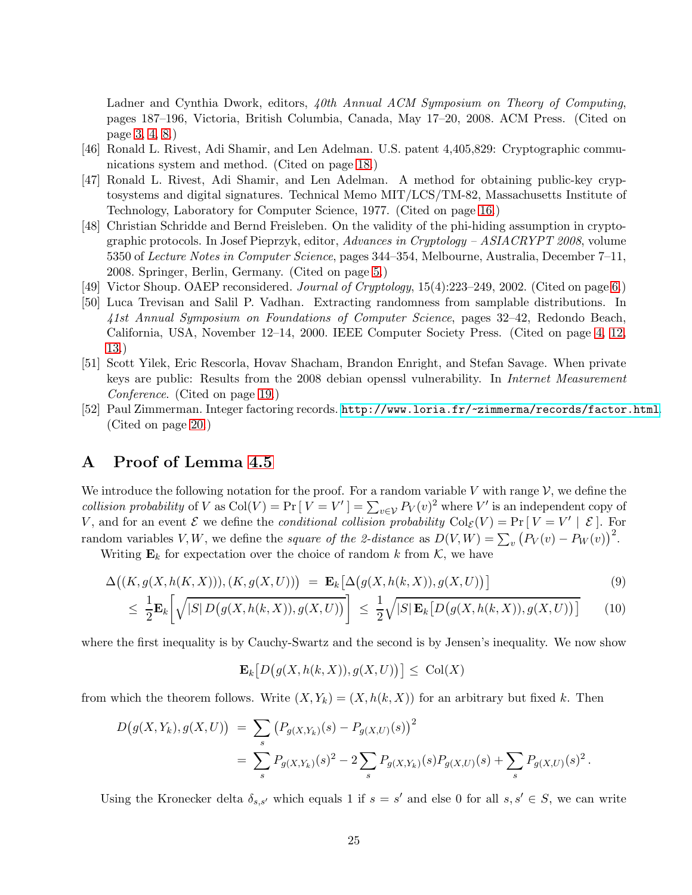Ladner and Cynthia Dwork, editors, *40th Annual ACM Symposium on Theory of Computing*, pages 187–196, Victoria, British Columbia, Canada, May 17–20, 2008. ACM Press. (Cited on page 3, 4, 8.)

[46] Ronald L. Rivest, Adi Shamir, and Len Adelman. U.S. patent 4,405,829: Cryptographic communications system and method. (Cited on page 18.)

[47] Ronald L. Rivest, Adi Shamir, and Len Adelman. A method for obtaining public-key cryptosystems and digital signatures. Technical Memo MIT/LCS/TM-82, Massachusetts Institute of Technology, Laboratory for Computer Science, 1977. (Cited on page 16.)

[48] Christian Schridde and Bernd Freisleben. On the validity of the phi-hiding assumption in cryptographic protocols. In Josef Pieprzyk, editor, *Advances in Cryptology – ASIACRYPT 2008*, volume 5350 of *Lecture Notes in Computer Science*, pages 344–354, Melbourne, Australia, December 7–11, 2008. Springer, Berlin, Germany. (Cited on page 5.)

[49] Victor Shoup. OAEP reconsidered. *Journal of Cryptology*, 15(4):223–249, 2002. (Cited on page 6.)

[50] Luca Trevisan and Salil P. Vadhan. Extracting randomness from samplable distributions. In *41st Annual Symposium on Foundations of Computer Science*, pages 32–42, Redondo Beach, California, USA, November 12–14, 2000. IEEE Computer Society Press. (Cited on page 4, 12, 13.)

[51] Scott Yilek, Eric Rescorla, Hovav Shacham, Brandon Enright, and Stefan Savage. When private keys are public: Results from the 2008 debian openssl vulnerability. In *Internet Measurement Conference*. (Cited on page 19.)

[52] Paul Zimmerman. Integer factoring records. http://www.loria.fr/~zimmerma/records/factor.html. (Cited on page 20.)

## A Proof of Lemma 4.5

We introduce the following notation for the proof. For a random variable $V$ with range $\mathcal{V}$, we define the *collision probability* of $V$ as $\mathrm{Col}(V) = \Pr[\, V = V' \,] = \sum_{v \in \mathcal{V}} P_V(v)^2$ where $V'$ is an independent copy of $V$, and for an event $\mathcal{E}$ we define the *conditional collision probability* $\mathrm{Col}_{\mathcal{E}}(V) = \Pr[\, V = V' \mid \mathcal{E} \,]$. For random variables $V, W$, we define the *square of the 2-distance* as $D(V,W) = \sum_v \big(P_V(v) - P_W(v)\big)^2$.

Writing $\mathbf{E}_k$ for expectation over the choice of random $k$ from $\mathcal{K}$, we have

$$\Delta\big((K, g(X, h(K,X))), (K, g(X,U))\big) \;=\; \mathbf{E}_k\big[\Delta\big(g(X,h(k,X)), g(X,U)\big)\big] \tag{9}$$

$$\le\; \frac{1}{2}\mathbf{E}_k\Big[\sqrt{|S|\, D\big(g(X,h(k,X)), g(X,U)\big)}\Big] \;\le\; \frac{1}{2}\sqrt{|S|\, \mathbf{E}_k\big[D\big(g(X,h(k,X)), g(X,U)\big)\big]} \tag{10}$$

where the first inequality is by Cauchy-Swartz and the second is by Jensen's inequality. We now show

$$\mathbf{E}_k\big[D\big(g(X,h(k,X)), g(X,U)\big)\big] \;\le\; \mathrm{Col}(X)$$

from which the theorem follows. Write $(X, Y_k) = (X, h(k,X))$ for an arbitrary but fixed $k$. Then

$$\begin{aligned}
D\big(g(X,Y_k), g(X,U)\big) \;&=\; \sum_s \big(P_{g(X,Y_k)}(s) - P_{g(X,U)}(s)\big)^2 \\
&=\; \sum_s P_{g(X,Y_k)}(s)^2 - 2\sum_s P_{g(X,Y_k)}(s) P_{g(X,U)}(s) + \sum_s P_{g(X,U)}(s)^2 \,.
\end{aligned}$$

Using the Kronecker delta $\delta_{s,s'}$ which equals 1 if $s = s'$ and else 0 for all $s, s' \in S$, we can write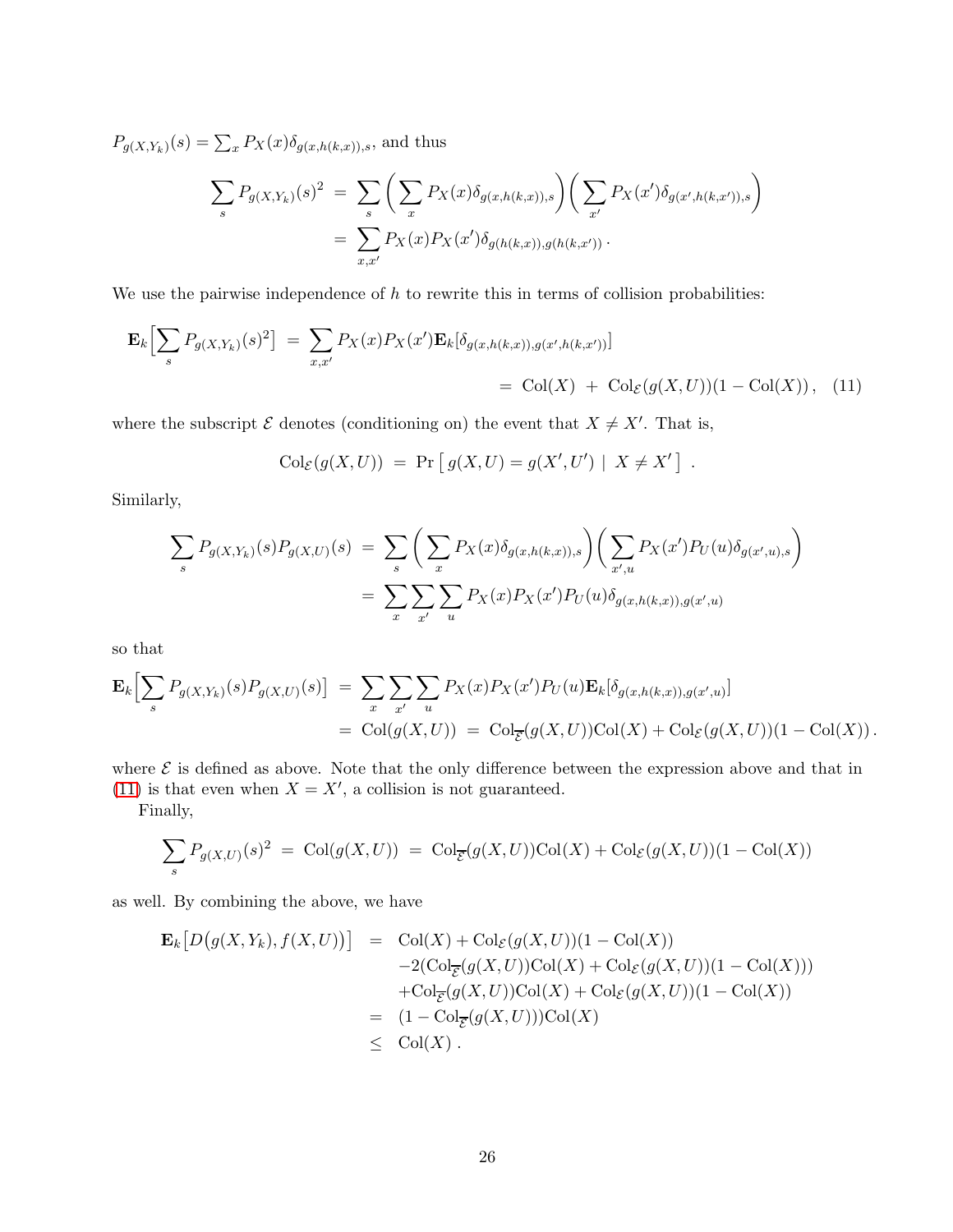$P_{g(X,Y_k)}(s) = \sum_x P_X(x)\delta_{g(x,h(k,x)),s}$, and thus

$$\begin{aligned}
\sum_s P_{g(X,Y_k)}(s)^2 &= \sum_s \Big(\sum_x P_X(x)\delta_{g(x,h(k,x)),s}\Big)\Big(\sum_{x'} P_X(x')\delta_{g(x',h(k,x')),s}\Big) \\
&= \sum_{x,x'} P_X(x)P_X(x')\delta_{g(h(k,x)),g(h(k,x'))}\,.
\end{aligned}$$

We use the pairwise independence of $h$ to rewrite this in terms of collision probabilities:

$$\begin{aligned}
\mathbf{E}_k\Big[\sum_s P_{g(X,Y_k)}(s)^2\Big] &= \sum_{x,x'} P_X(x)P_X(x')\mathbf{E}_k[\delta_{g(x,h(k,x)),g(x',h(k,x'))}] \\
&= \mathrm{Col}(X) \;+\; \mathrm{Col}_{\mathcal{E}}(g(X,U))(1-\mathrm{Col}(X))\,, \qquad (11)
\end{aligned}$$

where the subscript $\mathcal{E}$ denotes (conditioning on) the event that $X \neq X'$. That is,

$$\mathrm{Col}_{\mathcal{E}}(g(X,U)) \;=\; \Pr\left[\, g(X,U) = g(X',U') \;|\; X \neq X' \,\right]\;.$$

Similarly,

$$\begin{aligned}
\sum_s P_{g(X,Y_k)}(s)P_{g(X,U)}(s) &= \sum_s \Big(\sum_x P_X(x)\delta_{g(x,h(k,x)),s}\Big)\Big(\sum_{x',u} P_X(x')P_U(u)\delta_{g(x',u),s}\Big) \\
&= \sum_x\sum_{x'}\sum_u P_X(x)P_X(x')P_U(u)\delta_{g(x,h(k,x)),g(x',u)}
\end{aligned}$$

so that

$$\begin{aligned}
\mathbf{E}_k\Big[\sum_s P_{g(X,Y_k)}(s)P_{g(X,U)}(s)\Big] &= \sum_x\sum_{x'}\sum_u P_X(x)P_X(x')P_U(u)\mathbf{E}_k[\delta_{g(x,h(k,x)),g(x',u)}] \\
&= \mathrm{Col}(g(X,U)) \;=\; \mathrm{Col}_{\overline{\mathcal{E}}}(g(X,U))\mathrm{Col}(X) + \mathrm{Col}_{\mathcal{E}}(g(X,U))(1-\mathrm{Col}(X))\,.
\end{aligned}$$

where $\mathcal{E}$ is defined as above. Note that the only difference between the expression above and that in (11) is that even when $X = X'$, a collision is not guaranteed.

Finally,

$$\sum_s P_{g(X,U)}(s)^2 \;=\; \mathrm{Col}(g(X,U)) \;=\; \mathrm{Col}_{\overline{\mathcal{E}}}(g(X,U))\mathrm{Col}(X) + \mathrm{Col}_{\mathcal{E}}(g(X,U))(1-\mathrm{Col}(X))$$

as well. By combining the above, we have

$$\begin{aligned}
\mathbf{E}_k\big[D\big(g(X,Y_k),f(X,U)\big)\big] &= \mathrm{Col}(X) + \mathrm{Col}_{\mathcal{E}}(g(X,U))(1-\mathrm{Col}(X)) \\
&\quad -2(\mathrm{Col}_{\overline{\mathcal{E}}}(g(X,U))\mathrm{Col}(X) + \mathrm{Col}_{\mathcal{E}}(g(X,U))(1-\mathrm{Col}(X))) \\
&\quad +\mathrm{Col}_{\overline{\mathcal{E}}}(g(X,U))\mathrm{Col}(X) + \mathrm{Col}_{\mathcal{E}}(g(X,U))(1-\mathrm{Col}(X)) \\
&= (1-\mathrm{Col}_{\overline{\mathcal{E}}}(g(X,U)))\mathrm{Col}(X) \\
&\leq \mathrm{Col}(X)\,.
\end{aligned}$$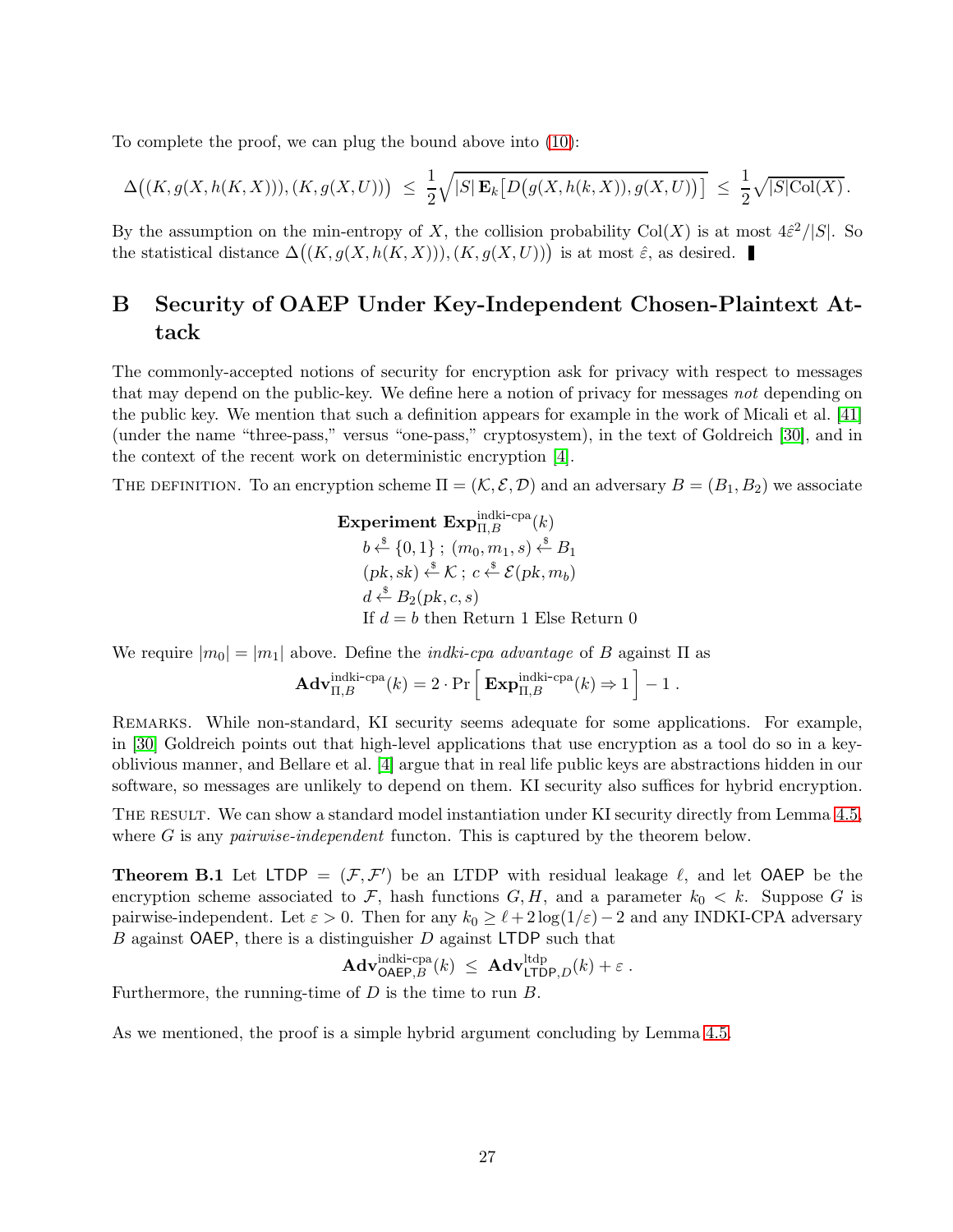To complete the proof, we can plug the bound above into (10):

$$\Delta\big((K, g(X, h(K,X))), (K, g(X,U))\big) \;\le\; \frac{1}{2}\sqrt{|S|\,\mathbf{E}_k\big[D\big(g(X,h(k,X)), g(X,U)\big)\big]} \;\le\; \frac{1}{2}\sqrt{|S|\mathrm{Col}(X)}\,.$$

By the assumption on the min-entropy of $X$, the collision probability $\mathrm{Col}(X)$ is at most $4\hat{\varepsilon}^2/|S|$. So the statistical distance $\Delta\big((K, g(X, h(K,X))), (K, g(X,U))\big)$ is at most $\hat{\varepsilon}$, as desired. ▮

# B Security of OAEP Under Key-Independent Chosen-Plaintext Attack

The commonly-accepted notions of security for encryption ask for privacy with respect to messages that may depend on the public-key. We define here a notion of privacy for messages *not* depending on the public key. We mention that such a definition appears for example in the work of Micali et al. [41] (under the name "three-pass," versus "one-pass," cryptosystem), in the text of Goldreich [30], and in the context of the recent work on deterministic encryption [4].

The definition. To an encryption scheme $\Pi = (\mathcal{K}, \mathcal{E}, \mathcal{D})$ and an adversary $B = (B_1, B_2)$ we associate

**Experiment** $\mathbf{Exp}^{\text{indki-cpa}}_{\Pi,B}(k)$
$b \stackrel{\$}{\leftarrow} \{0,1\}$ ; $(m_0, m_1, s) \stackrel{\$}{\leftarrow} B_1$
$(pk, sk) \stackrel{\$}{\leftarrow} \mathcal{K}$ ; $c \stackrel{\$}{\leftarrow} \mathcal{E}(pk, m_b)$
$d \stackrel{\$}{\leftarrow} B_2(pk, c, s)$
If $d = b$ then Return 1 Else Return 0

We require $|m_0| = |m_1|$ above. Define the *indki-cpa advantage* of $B$ against $\Pi$ as

$$\mathbf{Adv}^{\text{indki-cpa}}_{\Pi,B}(k) = 2 \cdot \Pr\Big[\,\mathbf{Exp}^{\text{indki-cpa}}_{\Pi,B}(k) \Rightarrow 1\,\Big] - 1\,.$$

Remarks. While non-standard, KI security seems adequate for some applications. For example, in [30] Goldreich points out that high-level applications that use encryption as a tool do so in a key-oblivious manner, and Bellare et al. [4] argue that in real life public keys are abstractions hidden in our software, so messages are unlikely to depend on them. KI security also suffices for hybrid encryption.

The result. We can show a standard model instantiation under KI security directly from Lemma 4.5, where $G$ is any *pairwise-independent* functon. This is captured by the theorem below.

**Theorem B.1** Let $\mathsf{LTDP} = (\mathcal{F}, \mathcal{F}')$ be an LTDP with residual leakage $\ell$, and let $\mathsf{OAEP}$ be the encryption scheme associated to $\mathcal{F}$, hash functions $G, H$, and a parameter $k_0 < k$. Suppose $G$ is pairwise-independent. Let $\varepsilon > 0$. Then for any $k_0 \ge \ell + 2\log(1/\varepsilon) - 2$ and any INDKI-CPA adversary $B$ against $\mathsf{OAEP}$, there is a distinguisher $D$ against $\mathsf{LTDP}$ such that

$$\mathbf{Adv}^{\text{indki-cpa}}_{\mathsf{OAEP},B}(k) \;\le\; \mathbf{Adv}^{\text{ltdp}}_{\mathsf{LTDP},D}(k) + \varepsilon\,.$$

Furthermore, the running-time of $D$ is the time to run $B$.

As we mentioned, the proof is a simple hybrid argument concluding by Lemma 4.5.